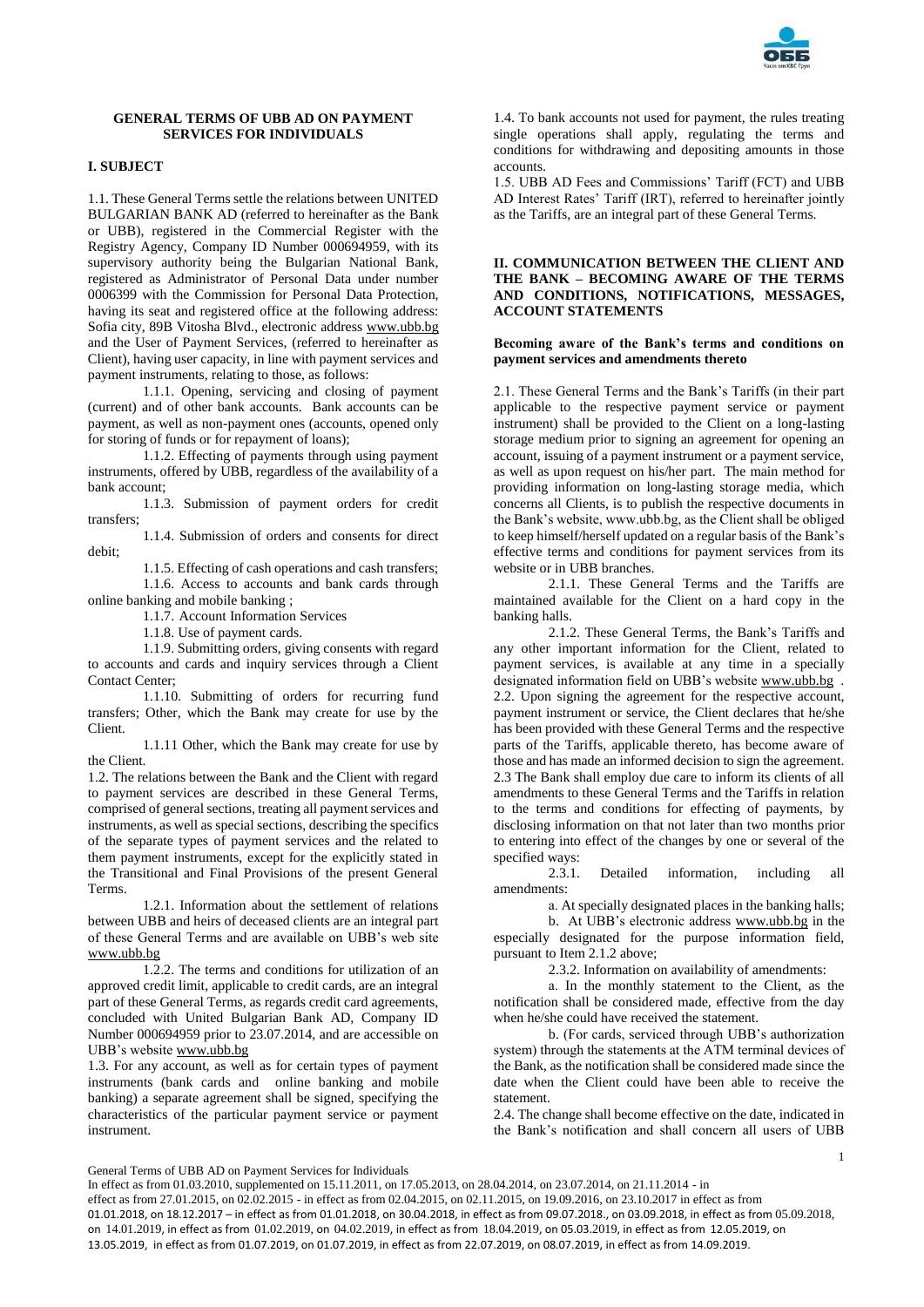# GENERAL TERMS OF UBB AD ON PAYMENT SERVICES FOR INDIVIDUALS

## I. SUBJECT

1.1. These General Terms settle the relations between UNITED BULGARIAN BANK AD (referred to hereinafter as the Bank or UBB), registered in the Commercial Register with the Registry Agency, Company ID Number 000694959, with its supervisory authority being the Bulgarian National Bank, registered as Administrator of Personal Data under number 0006399 with the Commission for Personal Data Protection, having its seat and registered office at the following address: Sofia city, 89B Vitosha Blvd., electronic address www.ubb.bg and the User of Payment Services, (referred to hereinafter as Client), having user capacity, in line with payment services and payment instruments, relating to those, as follows:

1.1.1. Opening, servicing and closing of payment (current) and of other bank accounts. Bank accounts can be payment, as well as non-payment ones (accounts, opened only for storing of funds or for repayment of loans);

1.1.2. Effecting of payments through using payment instruments, offered by UBB, regardless of the availability of a bank account;

1.1.3. Submission of payment orders for credit transfers;

1.1.4. Submission of orders and consents for direct debit;

1.1.5. Effecting of cash operations and cash transfers;

1.1.6. Access to accounts and bank cards through online banking and mobile banking ;

1.1.7. Account Information Services

1.1.8. Use of payment cards.

1.1.9. Submitting orders, giving consents with regard to accounts and cards and inquiry services through a Client Contact Center;

1.1.10. Submitting of orders for recurring fund transfers; Other, which the Bank may create for use by the Client.

1.1.11 Other, which the Bank may create for use by the Client.

1.2. The relations between the Bank and the Client with regard to payment services are described in these General Terms, comprised of general sections, treating all payment services and instruments, as well as special sections, describing the specifics of the separate types of payment services and the related to them payment instruments, except for the explicitly stated in the Transitional and Final Provisions of the present General Terms.

1.2.1. Information about the settlement of relations between UBB and heirs of deceased clients are an integral part of these General Terms and are available on UBB's web site www.ubb.bg

1.2.2. The terms and conditions for utilization of an approved credit limit, applicable to credit cards, are an integral part of these General Terms, as regards credit card agreements, concluded with United Bulgarian Bank AD, Company ID Number 000694959 prior to 23.07.2014, and are accessible on UBB's website www.ubb.bg

1.3. For any account, as well as for certain types of payment instruments (bank cards and online banking and mobile banking) a separate agreement shall be signed, specifying the characteristics of the particular payment service or payment instrument.

1.4. To bank accounts not used for payment, the rules treating single operations shall apply, regulating the terms and conditions for withdrawing and depositing amounts in those accounts.

1.5. UBB AD Fees and Commissions' Tariff (FCT) and UBB AD Interest Rates' Tariff (IRT), referred to hereinafter jointly as the Tariffs, are an integral part of these General Terms.

## II. COMMUNICATION BETWEEN THE CLIENT AND THE BANK – BECOMING AWARE OF THE TERMS AND CONDITIONS, NOTIFICATIONS, MESSAGES, ACCOUNT STATEMENTS

### Becoming aware of the Bank's terms and conditions on payment services and amendments thereto

2.1. These General Terms and the Bank's Tariffs (in their part applicable to the respective payment service or payment instrument) shall be provided to the Client on a long-lasting storage medium prior to signing an agreement for opening an account, issuing of a payment instrument or a payment service, as well as upon request on his/her part. The main method for providing information on long-lasting storage media, which concerns all Clients, is to publish the respective documents in the Bank's website, www.ubb.bg, as the Client shall be obliged to keep himself/herself updated on a regular basis of the Bank's effective terms and conditions for payment services from its website or in UBB branches.

2.1.1. These General Terms and the Tariffs are maintained available for the Client on a hard copy in the banking halls.

2.1.2. These General Terms, the Bank's Tariffs and any other important information for the Client, related to payment services, is available at any time in a specially designated information field on UBB's website www.ubb.bg .

2.2. Upon signing the agreement for the respective account, payment instrument or service, the Client declares that he/she has been provided with these General Terms and the respective parts of the Tariffs, applicable thereto, has become aware of those and has made an informed decision to sign the agreement.

2.3 The Bank shall employ due care to inform its clients of all amendments to these General Terms and the Tariffs in relation to the terms and conditions for effecting of payments, by disclosing information on that not later than two months prior to entering into effect of the changes by one or several of the specified ways:

2.3.1. Detailed information, including all amendments:

a. At specially designated places in the banking halls;

b. At UBB's electronic address www.ubb.bg in the especially designated for the purpose information field, pursuant to Item 2.1.2 above;

2.3.2. Information on availability of amendments:

a. In the monthly statement to the Client, as the notification shall be considered made, effective from the day when he/she could have received the statement.

b. (For cards, serviced through UBB's authorization system) through the statements at the ATM terminal devices of the Bank, as the notification shall be considered made since the date when the Client could have been able to receive the statement.

2.4. The change shall become effective on the date, indicated in the Bank's notification and shall concern all users of UBB

General Terms of UBB AD on Payment Services for Individuals

In effect as from 01.03.2010, supplemented on 15.11.2011, on 17.05.2013, on 28.04.2014, on 23.07.2014, on 21.11.2014 - in effect as from 27.01.2015, on 02.02.2015 - in effect as from 02.04.2015, on 02.11.2015, on 19.09.2016, on 23.10.2017 in effect as from 01.01.2018, on 18.12.2017 – in effect as from 01.01.2018, on 30.04.2018, in effect as from 09.07.2018., on 03.09.2018, in effect as from 05.09.2018, on 14.01.2019, in effect as from 01.02.2019, on 04.02.2019, in effect as from 18.04.2019, on 05.03.2019, in effect as from 12.05.2019, on 13.05.2019, in effect as from 01.07.2019, on 01.07.2019, in effect as from 22.07.2019, on 08.07.2019, in effect as from 14.09.2019.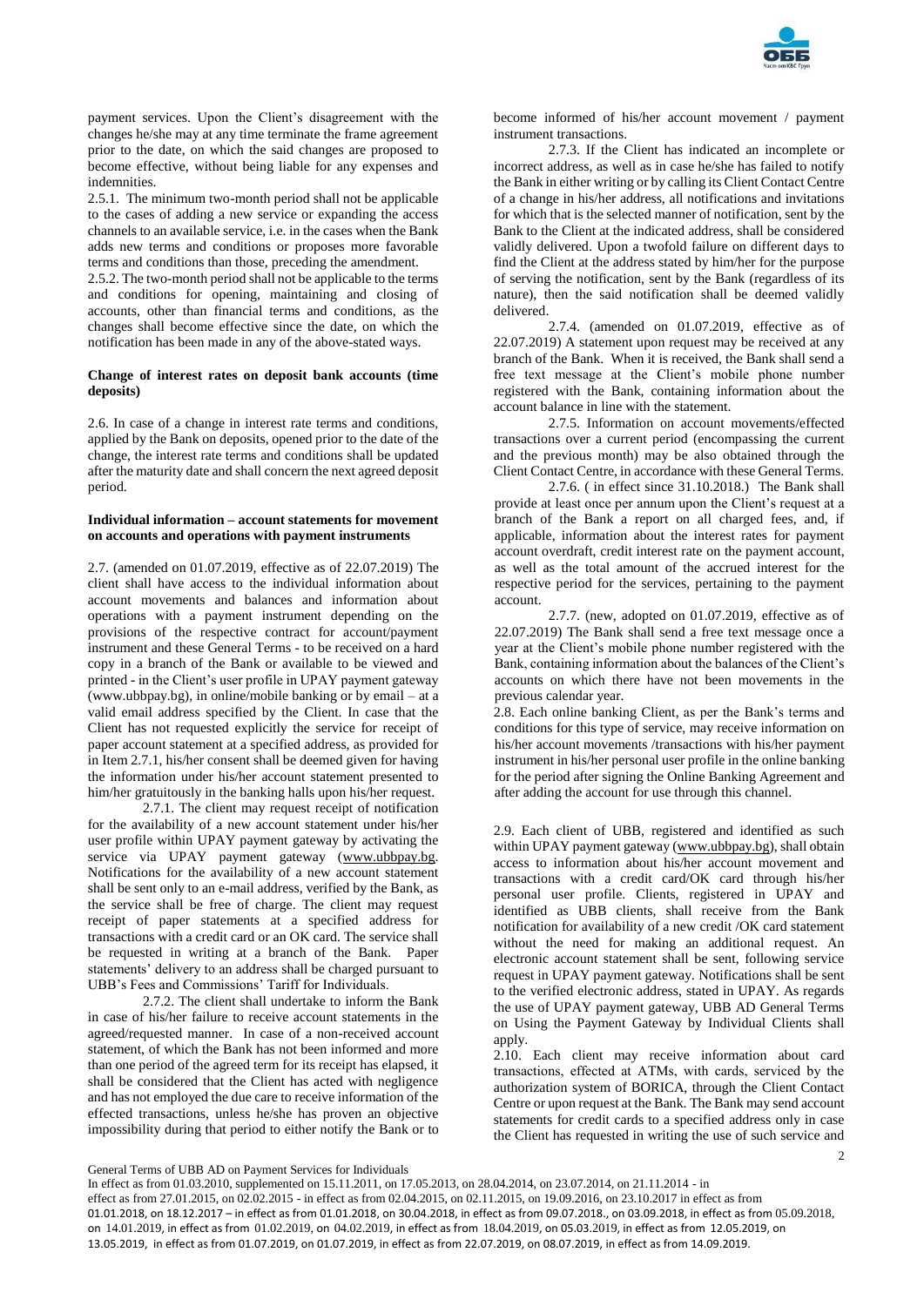payment services. Upon the Client's disagreement with the changes he/she may at any time terminate the frame agreement prior to the date, on which the said changes are proposed to become effective, without being liable for any expenses and indemnities.

2.5.1. The minimum two-month period shall not be applicable to the cases of adding a new service or expanding the access channels to an available service, i.e. in the cases when the Bank adds new terms and conditions or proposes more favorable terms and conditions than those, preceding the amendment.

2.5.2. The two-month period shall not be applicable to the terms and conditions for opening, maintaining and closing of accounts, other than financial terms and conditions, as the changes shall become effective since the date, on which the notification has been made in any of the above-stated ways.

**Change of interest rates on deposit bank accounts (time deposits)**

2.6. In case of a change in interest rate terms and conditions, applied by the Bank on deposits, opened prior to the date of the change, the interest rate terms and conditions shall be updated after the maturity date and shall concern the next agreed deposit period.

**Individual information – account statements for movement on accounts and operations with payment instruments**

2.7. (amended on 01.07.2019, effective as of 22.07.2019) The client shall have access to the individual information about account movements and balances and information about operations with a payment instrument depending on the provisions of the respective contract for account/payment instrument and these General Terms - to be received on a hard copy in a branch of the Bank or available to be viewed and printed - in the Client's user profile in UPAY payment gateway (www.ubbpay.bg), in online/mobile banking or by email – at a valid email address specified by the Client. In case that the Client has not requested explicitly the service for receipt of paper account statement at a specified address, as provided for in Item 2.7.1, his/her consent shall be deemed given for having the information under his/her account statement presented to him/her gratuitously in the banking halls upon his/her request.

2.7.1. The client may request receipt of notification for the availability of a new account statement under his/her user profile within UPAY payment gateway by activating the service via UPAY payment gateway (www.ubbpay.bg. Notifications for the availability of a new account statement shall be sent only to an e-mail address, verified by the Bank, as the service shall be free of charge. The client may request receipt of paper statements at a specified address for transactions with a credit card or an OK card. The service shall be requested in writing at a branch of the Bank. Paper statements' delivery to an address shall be charged pursuant to UBB's Fees and Commissions' Tariff for Individuals.

2.7.2. The client shall undertake to inform the Bank in case of his/her failure to receive account statements in the agreed/requested manner. In case of a non-received account statement, of which the Bank has not been informed and more than one period of the agreed term for its receipt has elapsed, it shall be considered that the Client has acted with negligence and has not employed the due care to receive information of the effected transactions, unless he/she has proven an objective impossibility during that period to either notify the Bank or to become informed of his/her account movement / payment instrument transactions.

2.7.3. If the Client has indicated an incomplete or incorrect address, as well as in case he/she has failed to notify the Bank in either writing or by calling its Client Contact Centre of a change in his/her address, all notifications and invitations for which that is the selected manner of notification, sent by the Bank to the Client at the indicated address, shall be considered validly delivered. Upon a twofold failure on different days to find the Client at the address stated by him/her for the purpose of serving the notification, sent by the Bank (regardless of its nature), then the said notification shall be deemed validly delivered.

2.7.4. (amended on 01.07.2019, effective as of 22.07.2019) A statement upon request may be received at any branch of the Bank. When it is received, the Bank shall send a free text message at the Client's mobile phone number registered with the Bank, containing information about the account balance in line with the statement.

2.7.5. Information on account movements/effected transactions over a current period (encompassing the current and the previous month) may be also obtained through the Client Contact Centre, in accordance with these General Terms.

2.7.6. ( in effect since 31.10.2018.) The Bank shall provide at least once per annum upon the Client's request at a branch of the Bank a report on all charged fees, and, if applicable, information about the interest rates for payment account overdraft, credit interest rate on the payment account, as well as the total amount of the accrued interest for the respective period for the services, pertaining to the payment account.

2.7.7. (new, adopted on 01.07.2019, effective as of 22.07.2019) The Bank shall send a free text message once a year at the Client's mobile phone number registered with the Bank, containing information about the balances of the Client's accounts on which there have not been movements in the previous calendar year.

2.8. Each online banking Client, as per the Bank's terms and conditions for this type of service, may receive information on his/her account movements /transactions with his/her payment instrument in his/her personal user profile in the online banking for the period after signing the Online Banking Agreement and after adding the account for use through this channel.

2.9. Each client of UBB, registered and identified as such within UPAY payment gateway (www.ubbpay.bg), shall obtain access to information about his/her account movement and transactions with a credit card/OK card through his/her personal user profile. Clients, registered in UPAY and identified as UBB clients, shall receive from the Bank notification for availability of a new credit /OK card statement without the need for making an additional request. An electronic account statement shall be sent, following service request in UPAY payment gateway. Notifications shall be sent to the verified electronic address, stated in UPAY. As regards the use of UPAY payment gateway, UBB AD General Terms on Using the Payment Gateway by Individual Clients shall apply.

2.10. Each client may receive information about card transactions, effected at ATMs, with cards, serviced by the authorization system of BORICA, through the Client Contact Centre or upon request at the Bank. The Bank may send account statements for credit cards to a specified address only in case the Client has requested in writing the use of such service and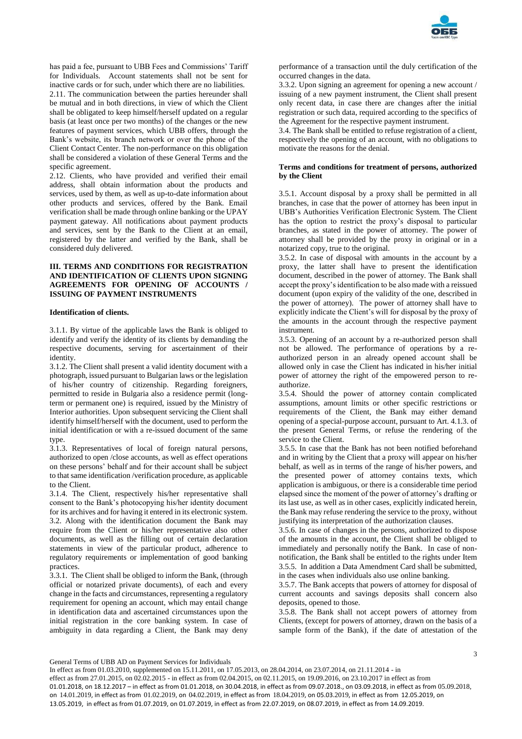has paid a fee, pursuant to UBB Fees and Commissions' Tariff for Individuals. Account statements shall not be sent for inactive cards or for such, under which there are no liabilities.

2.11. The communication between the parties hereunder shall be mutual and in both directions, in view of which the Client shall be obligated to keep himself/herself updated on a regular basis (at least once per two months) of the changes or the new features of payment services, which UBB offers, through the Bank's website, its branch network or over the phone of the Client Contact Center. The non-performance on this obligation shall be considered a violation of these General Terms and the specific agreement.

2.12. Clients, who have provided and verified their email address, shall obtain information about the products and services, used by them, as well as up-to-date information about other products and services, offered by the Bank. Email verification shall be made through online banking or the UPAY payment gateway. All notifications about payment products and services, sent by the Bank to the Client at an email, registered by the latter and verified by the Bank, shall be considered duly delivered.

## III. TERMS AND CONDITIONS FOR REGISTRATION AND IDENTIFICATION OF CLIENTS UPON SIGNING AGREEMENTS FOR OPENING OF ACCOUNTS / ISSUING OF PAYMENT INSTRUMENTS

### Identification of clients.

3.1.1. By virtue of the applicable laws the Bank is obliged to identify and verify the identity of its clients by demanding the respective documents, serving for ascertainment of their identity.

3.1.2. The Client shall present a valid identity document with a photograph, issued pursuant to Bulgarian laws or the legislation of his/her country of citizenship. Regarding foreigners, permitted to reside in Bulgaria also a residence permit (long-term or permanent one) is required, issued by the Ministry of Interior authorities. Upon subsequent servicing the Client shall identify himself/herself with the document, used to perform the initial identification or with a re-issued document of the same type.

3.1.3. Representatives of local of foreign natural persons, authorized to open /close accounts, as well as effect operations on these persons' behalf and for their account shall be subject to that same identification /verification procedure, as applicable to the Client.

3.1.4. The Client, respectively his/her representative shall consent to the Bank's photocopying his/her identity document for its archives and for having it entered in its electronic system.

3.2. Along with the identification document the Bank may require from the Client or his/her representative also other documents, as well as the filling out of certain declaration statements in view of the particular product, adherence to regulatory requirements or implementation of good banking practices.

3.3.1. The Client shall be obliged to inform the Bank, (through official or notarized private documents), of each and every change in the facts and circumstances, representing a regulatory requirement for opening an account, which may entail change in identification data and ascertained circumstances upon the initial registration in the core banking system. In case of ambiguity in data regarding a Client, the Bank may deny performance of a transaction until the duly certification of the occurred changes in the data.

3.3.2. Upon signing an agreement for opening a new account / issuing of a new payment instrument, the Client shall present only recent data, in case there are changes after the initial registration or such data, required according to the specifics of the Agreement for the respective payment instrument.

3.4. The Bank shall be entitled to refuse registration of a client, respectively the opening of an account, with no obligations to motivate the reasons for the denial.

### Terms and conditions for treatment of persons, authorized by the Client

3.5.1. Account disposal by a proxy shall be permitted in all branches, in case that the power of attorney has been input in UBB's Authorities Verification Electronic System. The Client has the option to restrict the proxy's disposal to particular branches, as stated in the power of attorney. The power of attorney shall be provided by the proxy in original or in a notarized copy, true to the original.

3.5.2. In case of disposal with amounts in the account by a proxy, the latter shall have to present the identification document, described in the power of attorney. The Bank shall accept the proxy's identification to be also made with a reissued document (upon expiry of the validity of the one, described in the power of attorney). The power of attorney shall have to explicitly indicate the Client's will for disposal by the proxy of the amounts in the account through the respective payment instrument.

3.5.3. Opening of an account by a re-authorized person shall not be allowed. The performance of operations by a re-authorized person in an already opened account shall be allowed only in case the Client has indicated in his/her initial power of attorney the right of the empowered person to re-authorize.

3.5.4. Should the power of attorney contain complicated assumptions, amount limits or other specific restrictions or requirements of the Client, the Bank may either demand opening of a special-purpose account, pursuant to Art. 4.1.3. of the present General Terms, or refuse the rendering of the service to the Client.

3.5.5. In case that the Bank has not been notified beforehand and in writing by the Client that a proxy will appear on his/her behalf, as well as in terms of the range of his/her powers, and the presented power of attorney contains texts, which application is ambiguous, or there is a considerable time period elapsed since the moment of the power of attorney's drafting or its last use, as well as in other cases, explicitly indicated herein, the Bank may refuse rendering the service to the proxy, without justifying its interpretation of the authorization clauses.

3.5.6. In case of changes in the persons, authorized to dispose of the amounts in the account, the Client shall be obliged to immediately and personally notify the Bank. In case of non-notification, the Bank shall be entitled to the rights under Item 3.5.5. In addition a Data Amendment Card shall be submitted, in the cases when individuals also use online banking.

3.5.7. The Bank accepts that powers of attorney for disposal of current accounts and savings deposits shall concern also deposits, opened to those.

3.5.8. The Bank shall not accept powers of attorney from Clients, (except for powers of attorney, drawn on the basis of a sample form of the Bank), if the date of attestation of the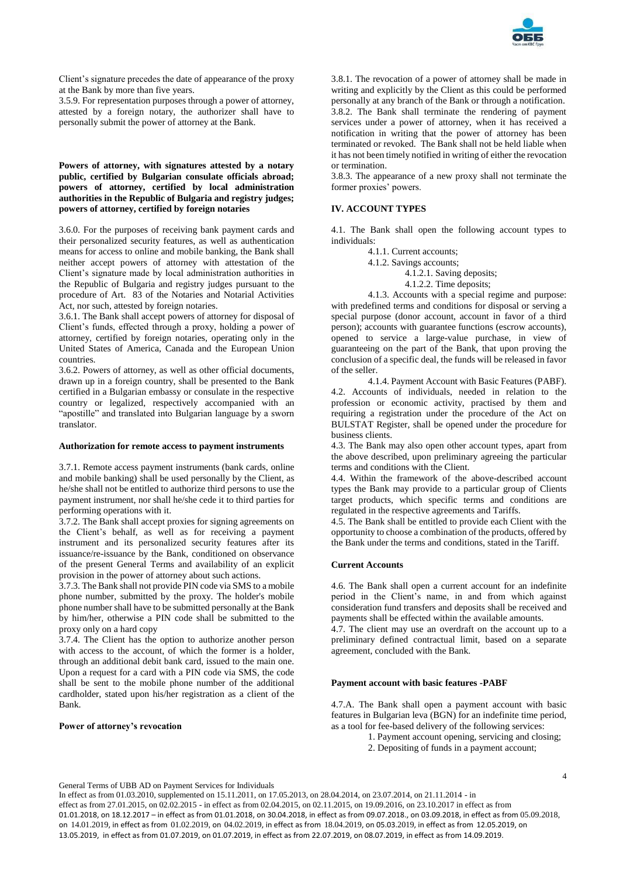Client's signature precedes the date of appearance of the proxy at the Bank by more than five years.

3.5.9. For representation purposes through a power of attorney, attested by a foreign notary, the authorizer shall have to personally submit the power of attorney at the Bank.

**Powers of attorney, with signatures attested by a notary public, certified by Bulgarian consulate officials abroad; powers of attorney, certified by local administration authorities in the Republic of Bulgaria and registry judges; powers of attorney, certified by foreign notaries**

3.6.0. For the purposes of receiving bank payment cards and their personalized security features, as well as authentication means for access to online and mobile banking, the Bank shall neither accept powers of attorney with attestation of the Client's signature made by local administration authorities in the Republic of Bulgaria and registry judges pursuant to the procedure of Art. 83 of the Notaries and Notarial Activities Act, nor such, attested by foreign notaries.

3.6.1. The Bank shall accept powers of attorney for disposal of Client's funds, effected through a proxy, holding a power of attorney, certified by foreign notaries, operating only in the United States of America, Canada and the European Union countries.

3.6.2. Powers of attorney, as well as other official documents, drawn up in a foreign country, shall be presented to the Bank certified in a Bulgarian embassy or consulate in the respective country or legalized, respectively accompanied with an "apostille" and translated into Bulgarian language by a sworn translator.

**Authorization for remote access to payment instruments**

3.7.1. Remote access payment instruments (bank cards, online and mobile banking) shall be used personally by the Client, as he/she shall not be entitled to authorize third persons to use the payment instrument, nor shall he/she cede it to third parties for performing operations with it.

3.7.2. The Bank shall accept proxies for signing agreements on the Client's behalf, as well as for receiving a payment instrument and its personalized security features after its issuance/re-issuance by the Bank, conditioned on observance of the present General Terms and availability of an explicit provision in the power of attorney about such actions.

3.7.3. The Bank shall not provide PIN code via SMS to a mobile phone number, submitted by the proxy. The holder's mobile phone number shall have to be submitted personally at the Bank by him/her, otherwise a PIN code shall be submitted to the proxy only on a hard copy

3.7.4. The Client has the option to authorize another person with access to the account, of which the former is a holder, through an additional debit bank card, issued to the main one. Upon a request for a card with a PIN code via SMS, the code shall be sent to the mobile phone number of the additional cardholder, stated upon his/her registration as a client of the Bank.

**Power of attorney's revocation**

3.8.1. The revocation of a power of attorney shall be made in writing and explicitly by the Client as this could be performed personally at any branch of the Bank or through a notification.

3.8.2. The Bank shall terminate the rendering of payment services under a power of attorney, when it has received a notification in writing that the power of attorney has been terminated or revoked. The Bank shall not be held liable when it has not been timely notified in writing of either the revocation or termination.

3.8.3. The appearance of a new proxy shall not terminate the former proxies' powers.

## IV. ACCOUNT TYPES

4.1. The Bank shall open the following account types to individuals:

- 4.1.1. Current accounts;
- 4.1.2. Savings accounts;
  - 4.1.2.1. Saving deposits;
  - 4.1.2.2. Time deposits;
- 4.1.3. Accounts with a special regime and purpose: with predefined terms and conditions for disposal or serving a special purpose (donor account, account in favor of a third person); accounts with guarantee functions (escrow accounts), opened to service a large-value purchase, in view of guaranteeing on the part of the Bank, that upon proving the conclusion of a specific deal, the funds will be released in favor of the seller.
- 4.1.4. Payment Account with Basic Features (PABF).

4.2. Accounts of individuals, needed in relation to the profession or economic activity, practised by them and requiring a registration under the procedure of the Act on BULSTAT Register, shall be opened under the procedure for business clients.

4.3. The Bank may also open other account types, apart from the above described, upon preliminary agreeing the particular terms and conditions with the Client.

4.4. Within the framework of the above-described account types the Bank may provide to a particular group of Clients target products, which specific terms and conditions are regulated in the respective agreements and Tariffs.

4.5. The Bank shall be entitled to provide each Client with the opportunity to choose a combination of the products, offered by the Bank under the terms and conditions, stated in the Tariff.

**Current Accounts**

4.6. The Bank shall open a current account for an indefinite period in the Client's name, in and from which against consideration fund transfers and deposits shall be received and payments shall be effected within the available amounts.

4.7. The client may use an overdraft on the account up to a preliminary defined contractual limit, based on a separate agreement, concluded with the Bank.

**Payment account with basic features -PABF**

4.7.A. The Bank shall open a payment account with basic features in Bulgarian leva (BGN) for an indefinite time period, as a tool for fee-based delivery of the following services:

1. Payment account opening, servicing and closing;
2. Depositing of funds in a payment account;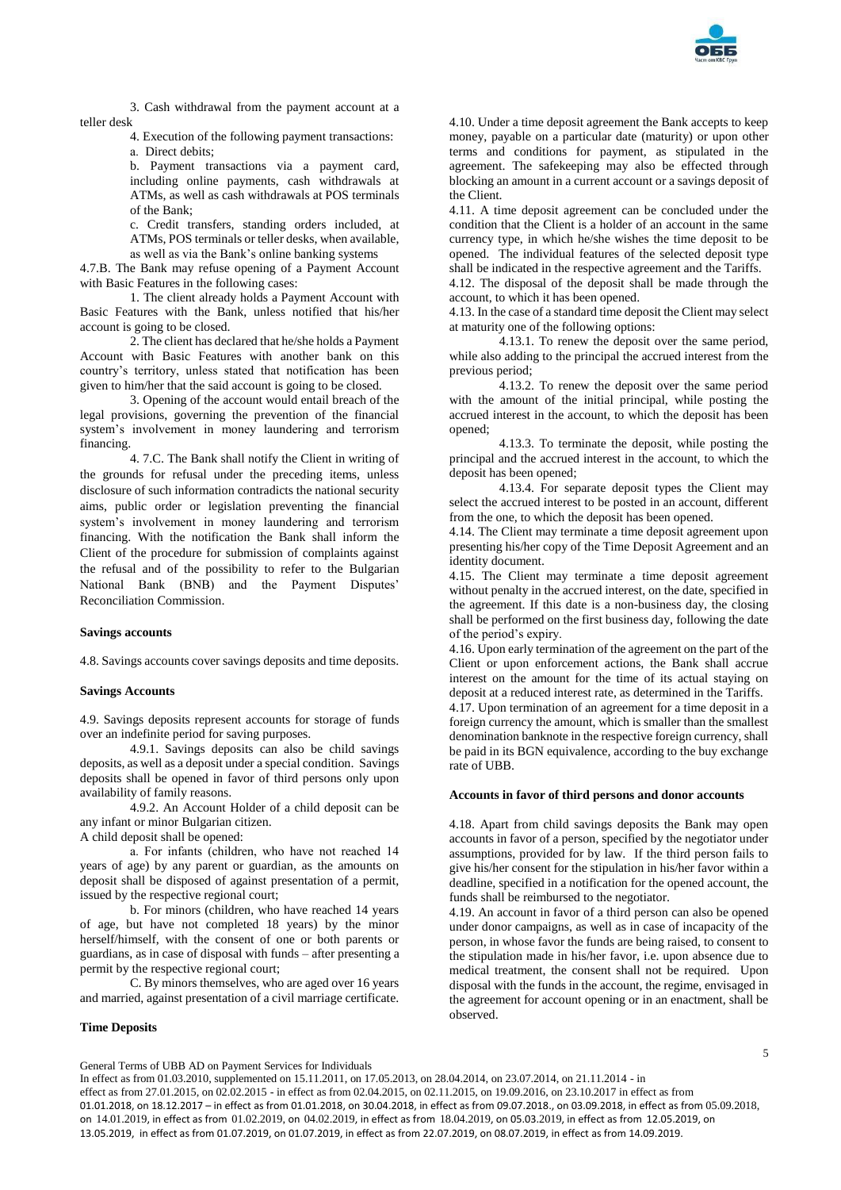3. Cash withdrawal from the payment account at a teller desk

4. Execution of the following payment transactions:

a. Direct debits;

b. Payment transactions via a payment card, including online payments, cash withdrawals at ATMs, as well as cash withdrawals at POS terminals of the Bank;

c. Credit transfers, standing orders included, at ATMs, POS terminals or teller desks, when available, as well as via the Bank's online banking systems

4.7.B. The Bank may refuse opening of a Payment Account with Basic Features in the following cases:

1. The client already holds a Payment Account with Basic Features with the Bank, unless notified that his/her account is going to be closed.

2. The client has declared that he/she holds a Payment Account with Basic Features with another bank on this country's territory, unless stated that notification has been given to him/her that the said account is going to be closed.

3. Opening of the account would entail breach of the legal provisions, governing the prevention of the financial system's involvement in money laundering and terrorism financing.

4. 7.C. The Bank shall notify the Client in writing of the grounds for refusal under the preceding items, unless disclosure of such information contradicts the national security aims, public order or legislation preventing the financial system's involvement in money laundering and terrorism financing. With the notification the Bank shall inform the Client of the procedure for submission of complaints against the refusal and of the possibility to refer to the Bulgarian National Bank (BNB) and the Payment Disputes' Reconciliation Commission.

**Savings accounts**

4.8. Savings accounts cover savings deposits and time deposits.

**Savings Accounts**

4.9. Savings deposits represent accounts for storage of funds over an indefinite period for saving purposes.

4.9.1. Savings deposits can also be child savings deposits, as well as a deposit under a special condition. Savings deposits shall be opened in favor of third persons only upon availability of family reasons.

4.9.2. An Account Holder of a child deposit can be any infant or minor Bulgarian citizen.

A child deposit shall be opened:

a. For infants (children, who have not reached 14 years of age) by any parent or guardian, as the amounts on deposit shall be disposed of against presentation of a permit, issued by the respective regional court;

b. For minors (children, who have reached 14 years of age, but have not completed 18 years) by the minor herself/himself, with the consent of one or both parents or guardians, as in case of disposal with funds – after presenting a permit by the respective regional court;

C. By minors themselves, who are aged over 16 years and married, against presentation of a civil marriage certificate.

**Time Deposits**

4.10. Under a time deposit agreement the Bank accepts to keep money, payable on a particular date (maturity) or upon other terms and conditions for payment, as stipulated in the agreement. The safekeeping may also be effected through blocking an amount in a current account or a savings deposit of the Client.

4.11. A time deposit agreement can be concluded under the condition that the Client is a holder of an account in the same currency type, in which he/she wishes the time deposit to be opened. The individual features of the selected deposit type shall be indicated in the respective agreement and the Tariffs.

4.12. The disposal of the deposit shall be made through the account, to which it has been opened.

4.13. In the case of a standard time deposit the Client may select at maturity one of the following options:

4.13.1. To renew the deposit over the same period, while also adding to the principal the accrued interest from the previous period;

4.13.2. To renew the deposit over the same period with the amount of the initial principal, while posting the accrued interest in the account, to which the deposit has been opened;

4.13.3. To terminate the deposit, while posting the principal and the accrued interest in the account, to which the deposit has been opened;

4.13.4. For separate deposit types the Client may select the accrued interest to be posted in an account, different from the one, to which the deposit has been opened.

4.14. The Client may terminate a time deposit agreement upon presenting his/her copy of the Time Deposit Agreement and an identity document.

4.15. The Client may terminate a time deposit agreement without penalty in the accrued interest, on the date, specified in the agreement. If this date is a non-business day, the closing shall be performed on the first business day, following the date of the period's expiry.

4.16. Upon early termination of the agreement on the part of the Client or upon enforcement actions, the Bank shall accrue interest on the amount for the time of its actual staying on deposit at a reduced interest rate, as determined in the Tariffs.

4.17. Upon termination of an agreement for a time deposit in a foreign currency the amount, which is smaller than the smallest denomination banknote in the respective foreign currency, shall be paid in its BGN equivalence, according to the buy exchange rate of UBB.

**Accounts in favor of third persons and donor accounts**

4.18. Apart from child savings deposits the Bank may open accounts in favor of a person, specified by the negotiator under assumptions, provided for by law. If the third person fails to give his/her consent for the stipulation in his/her favor within a deadline, specified in a notification for the opened account, the funds shall be reimbursed to the negotiator.

4.19. An account in favor of a third person can also be opened under donor campaigns, as well as in case of incapacity of the person, in whose favor the funds are being raised, to consent to the stipulation made in his/her favor, i.e. upon absence due to medical treatment, the consent shall not be required. Upon disposal with the funds in the account, the regime, envisaged in the agreement for account opening or in an enactment, shall be observed.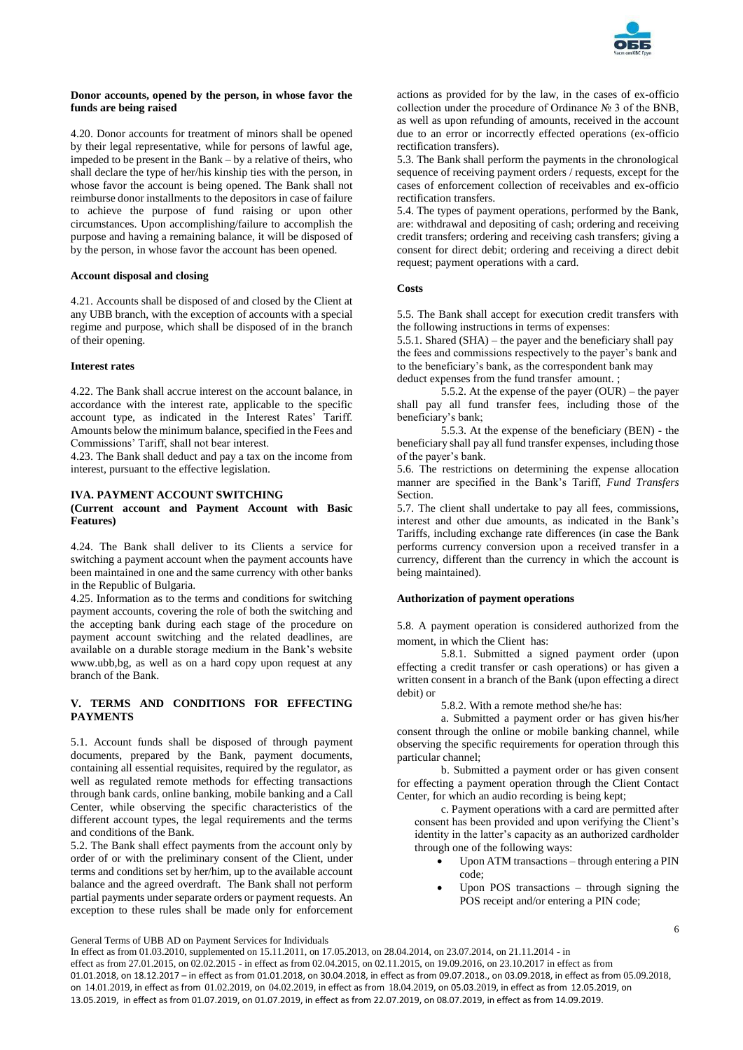**Donor accounts, opened by the person, in whose favor the funds are being raised**

4.20. Donor accounts for treatment of minors shall be opened by their legal representative, while for persons of lawful age, impeded to be present in the Bank – by a relative of theirs, who shall declare the type of her/his kinship ties with the person, in whose favor the account is being opened. The Bank shall not reimburse donor installments to the depositors in case of failure to achieve the purpose of fund raising or upon other circumstances. Upon accomplishing/failure to accomplish the purpose and having a remaining balance, it will be disposed of by the person, in whose favor the account has been opened.

**Account disposal and closing**

4.21. Accounts shall be disposed of and closed by the Client at any UBB branch, with the exception of accounts with a special regime and purpose, which shall be disposed of in the branch of their opening.

**Interest rates**

4.22. The Bank shall accrue interest on the account balance, in accordance with the interest rate, applicable to the specific account type, as indicated in the Interest Rates' Tariff. Amounts below the minimum balance, specified in the Fees and Commissions' Tariff, shall not bear interest.

4.23. The Bank shall deduct and pay a tax on the income from interest, pursuant to the effective legislation.

## IVA. PAYMENT ACCOUNT SWITCHING

**(Current account and Payment Account with Basic Features)**

4.24. The Bank shall deliver to its Clients a service for switching a payment account when the payment accounts have been maintained in one and the same currency with other banks in the Republic of Bulgaria.

4.25. Information as to the terms and conditions for switching payment accounts, covering the role of both the switching and the accepting bank during each stage of the procedure on payment account switching and the related deadlines, are available on a durable storage medium in the Bank's website www.ubb,bg, as well as on a hard copy upon request at any branch of the Bank.

## V. TERMS AND CONDITIONS FOR EFFECTING PAYMENTS

5.1. Account funds shall be disposed of through payment documents, prepared by the Bank, payment documents, containing all essential requisites, required by the regulator, as well as regulated remote methods for effecting transactions through bank cards, online banking, mobile banking and a Call Center, while observing the specific characteristics of the different account types, the legal requirements and the terms and conditions of the Bank.

5.2. The Bank shall effect payments from the account only by order of or with the preliminary consent of the Client, under terms and conditions set by her/him, up to the available account balance and the agreed overdraft. The Bank shall not perform partial payments under separate orders or payment requests. An exception to these rules shall be made only for enforcement actions as provided for by the law, in the cases of ex-officio collection under the procedure of Ordinance № 3 of the BNB, as well as upon refunding of amounts, received in the account due to an error or incorrectly effected operations (ex-officio rectification transfers).

5.3. The Bank shall perform the payments in the chronological sequence of receiving payment orders / requests, except for the cases of enforcement collection of receivables and ex-officio rectification transfers.

5.4. The types of payment operations, performed by the Bank, are: withdrawal and depositing of cash; ordering and receiving credit transfers; ordering and receiving cash transfers; giving a consent for direct debit; ordering and receiving a direct debit request; payment operations with a card.

**Costs**

5.5. The Bank shall accept for execution credit transfers with the following instructions in terms of expenses:

5.5.1. Shared (SHA) – the payer and the beneficiary shall pay the fees and commissions respectively to the payer's bank and to the beneficiary's bank, as the correspondent bank may deduct expenses from the fund transfer amount. ;

5.5.2. At the expense of the payer (OUR) – the payer shall pay all fund transfer fees, including those of the beneficiary's bank;

5.5.3. At the expense of the beneficiary (BEN) - the beneficiary shall pay all fund transfer expenses, including those of the payer's bank.

5.6. The restrictions on determining the expense allocation manner are specified in the Bank's Tariff, *Fund Transfers* Section.

5.7. The client shall undertake to pay all fees, commissions, interest and other due amounts, as indicated in the Bank's Tariffs, including exchange rate differences (in case the Bank performs currency conversion upon a received transfer in a currency, different than the currency in which the account is being maintained).

**Authorization of payment operations**

5.8. A payment operation is considered authorized from the moment, in which the Client has:

5.8.1. Submitted a signed payment order (upon effecting a credit transfer or cash operations) or has given a written consent in a branch of the Bank (upon effecting a direct debit) or

5.8.2. With a remote method she/he has:

a. Submitted a payment order or has given his/her consent through the online or mobile banking channel, while observing the specific requirements for operation through this particular channel;

b. Submitted a payment order or has given consent for effecting a payment operation through the Client Contact Center, for which an audio recording is being kept;

c. Payment operations with a card are permitted after consent has been provided and upon verifying the Client's identity in the latter's capacity as an authorized cardholder through one of the following ways:

- Upon ATM transactions – through entering a PIN code;
- Upon POS transactions – through signing the POS receipt and/or entering a PIN code;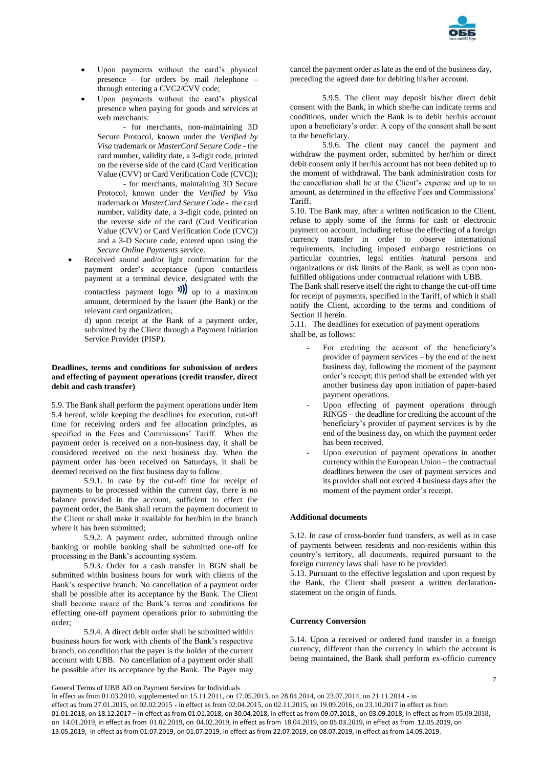- Upon payments without the card's physical presence – for orders by mail /telephone – through entering a CVC2/CVV code;
- Upon payments without the card's physical presence when paying for goods and services at web merchants:

  - for merchants, non-maintaining 3D Secure Protocol, known under the *Verified by Visa* trademark or *MasterCard Secure Code* - the card number, validity date, a 3-digit code, printed on the reverse side of the card (Card Verification Value (CVV) or Card Verification Code (CVC));

  - for merchants, maintaining 3D Secure Protocol, known under the *Verified by Visa* trademark or *MasterCard Secure Code* - the card number, validity date, a 3-digit code, printed on the reverse side of the card (Card Verification Value (CVV) or Card Verification Code (CVC)) and a 3-D Secure code, entered upon using the *Secure Online Payments* service.
- Received sound and/or light confirmation for the payment order's acceptance (upon contactless payment at a terminal device, designated with the contactless payment logo up to a maximum amount, determined by the Issuer (the Bank) or the relevant card organization;

d) upon receipt at the Bank of a payment order, submitted by the Client through a Payment Initiation Service Provider (PISP).

**Deadlines, terms and conditions for submission of orders and effecting of payment operations (credit transfer, direct debit and cash transfer)**

5.9. The Bank shall perform the payment operations under Item 5.4 hereof, while keeping the deadlines for execution, cut-off time for receiving orders and fee allocation principles, as specified in the Fees and Commissions' Tariff. When the payment order is received on a non-business day, it shall be considered received on the next business day. When the payment order has been received on Saturdays, it shall be deemed received on the first business day to follow.

5.9.1. In case by the cut-off time for receipt of payments to be processed within the current day, there is no balance provided in the account, sufficient to effect the payment order, the Bank shall return the payment document to the Client or shall make it available for her/him in the branch where it has been submitted;

5.9.2. A payment order, submitted through online banking or mobile banking shall be submitted one-off for processing in the Bank's accounting system.

5.9.3. Order for a cash transfer in BGN shall be submitted within business hours for work with clients of the Bank's respective branch. No cancellation of a payment order shall be possible after its acceptance by the Bank. The Client shall become aware of the Bank's terms and conditions for effecting one-off payment operations prior to submitting the order;

5.9.4. A direct debit order shall be submitted within business hours for work with clients of the Bank's respective branch, on condition that the payer is the holder of the current account with UBB. No cancellation of a payment order shall be possible after its acceptance by the Bank. The Payer may cancel the payment order as late as the end of the business day, preceding the agreed date for debiting his/her account.

5.9.5. The client may deposit his/her direct debit consent with the Bank, in which she/he can indicate terms and conditions, under which the Bank is to debit her/his account upon a beneficiary's order. A copy of the consent shall be sent to the beneficiary.

5.9.6. The client may cancel the payment and withdraw the payment order, submitted by her/him or direct debit consent only if her/his account has not been debited up to the moment of withdrawal. The bank administration costs for the cancellation shall be at the Client's expense and up to an amount, as determined in the effective Fees and Commissions' Tariff.

5.10. The Bank may, after a written notification to the Client, refuse to apply some of the forms for cash or electronic payment on account, including refuse the effecting of a foreign currency transfer in order to observe international requirements, including imposed embargo restrictions on particular countries, legal entities /natural persons and organizations or risk limits of the Bank, as well as upon non-fulfilled obligations under contractual relations with UBB.

The Bank shall reserve itself the right to change the cut-off time for receipt of payments, specified in the Tariff, of which it shall notify the Client, according to the terms and conditions of Section II herein.

5.11. The deadlines for execution of payment operations shall be, as follows:

- For crediting the account of the beneficiary's provider of payment services – by the end of the next business day, following the moment of the payment order's receipt; this period shall be extended with yet another business day upon initiation of paper-based payment operations.
- Upon effecting of payment operations through RINGS – the deadline for crediting the account of the beneficiary's provider of payment services is by the end of the business day, on which the payment order has been received.
- Upon execution of payment operations in another currency within the European Union – the contractual deadlines between the user of payment services and its provider shall not exceed 4 business days after the moment of the payment order's receipt.

**Additional documents**

5.12. In case of cross-border fund transfers, as well as in case of payments between residents and non-residents within this country's territory, all documents, required pursuant to the foreign currency laws shall have to be provided.

5.13. Pursuant to the effective legislation and upon request by the Bank, the Client shall present a written declaration-statement on the origin of funds.

**Currency Conversion**

5.14. Upon a received or ordered fund transfer in a foreign currency, different than the currency in which the account is being maintained, the Bank shall perform ex-officio currency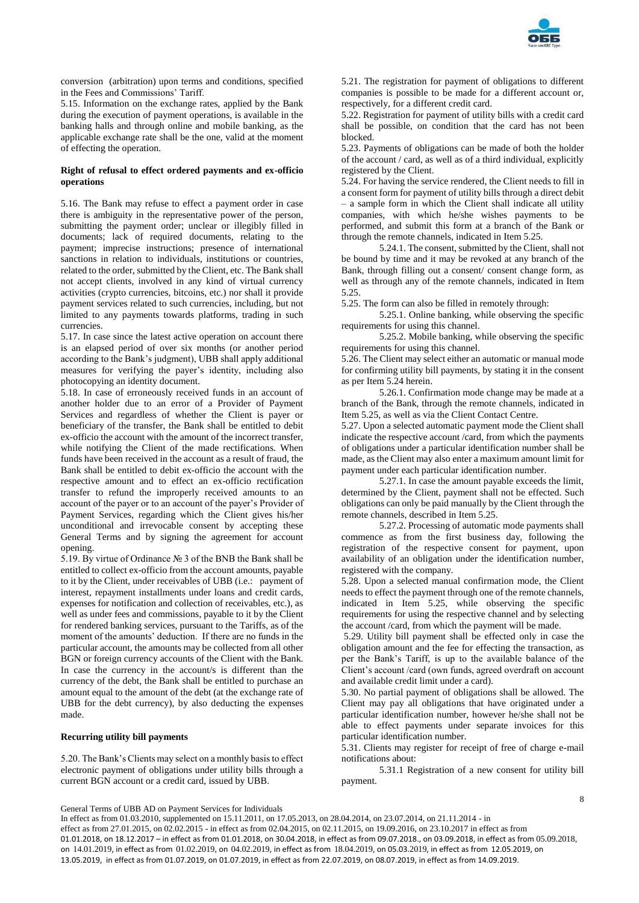conversion (arbitration) upon terms and conditions, specified in the Fees and Commissions' Tariff.

5.15. Information on the exchange rates, applied by the Bank during the execution of payment operations, is available in the banking halls and through online and mobile banking, as the applicable exchange rate shall be the one, valid at the moment of effecting the operation.

**Right of refusal to effect ordered payments and ex-officio operations**

5.16. The Bank may refuse to effect a payment order in case there is ambiguity in the representative power of the person, submitting the payment order; unclear or illegibly filled in documents; lack of required documents, relating to the payment; imprecise instructions; presence of international sanctions in relation to individuals, institutions or countries, related to the order, submitted by the Client, etc. The Bank shall not accept clients, involved in any kind of virtual currency activities (crypto currencies, bitcoins, etc.) nor shall it provide payment services related to such currencies, including, but not limited to any payments towards platforms, trading in such currencies.

5.17. In case since the latest active operation on account there is an elapsed period of over six months (or another period according to the Bank's judgment), UBB shall apply additional measures for verifying the payer's identity, including also photocopying an identity document.

5.18. In case of erroneously received funds in an account of another holder due to an error of a Provider of Payment Services and regardless of whether the Client is payer or beneficiary of the transfer, the Bank shall be entitled to debit ex-officio the account with the amount of the incorrect transfer, while notifying the Client of the made rectifications. When funds have been received in the account as a result of fraud, the Bank shall be entitled to debit ex-officio the account with the respective amount and to effect an ex-officio rectification transfer to refund the improperly received amounts to an account of the payer or to an account of the payer's Provider of Payment Services, regarding which the Client gives his/her unconditional and irrevocable consent by accepting these General Terms and by signing the agreement for account opening.

5.19. By virtue of Ordinance № 3 of the BNB the Bank shall be entitled to collect ex-officio from the account amounts, payable to it by the Client, under receivables of UBB (i.e.: payment of interest, repayment installments under loans and credit cards, expenses for notification and collection of receivables, etc.), as well as under fees and commissions, payable to it by the Client for rendered banking services, pursuant to the Tariffs, as of the moment of the amounts' deduction. If there are no funds in the particular account, the amounts may be collected from all other BGN or foreign currency accounts of the Client with the Bank. In case the currency in the account/s is different than the currency of the debt, the Bank shall be entitled to purchase an amount equal to the amount of the debt (at the exchange rate of UBB for the debt currency), by also deducting the expenses made.

**Recurring utility bill payments**

5.20. The Bank's Clients may select on a monthly basis to effect electronic payment of obligations under utility bills through a current BGN account or a credit card, issued by UBB.

5.21. The registration for payment of obligations to different companies is possible to be made for a different account or, respectively, for a different credit card.

5.22. Registration for payment of utility bills with a credit card shall be possible, on condition that the card has not been blocked.

5.23. Payments of obligations can be made of both the holder of the account / card, as well as of a third individual, explicitly registered by the Client.

5.24. For having the service rendered, the Client needs to fill in a consent form for payment of utility bills through a direct debit – a sample form in which the Client shall indicate all utility companies, with which he/she wishes payments to be performed, and submit this form at a branch of the Bank or through the remote channels, indicated in Item 5.25.

5.24.1. The consent, submitted by the Client, shall not be bound by time and it may be revoked at any branch of the Bank, through filling out a consent/ consent change form, as well as through any of the remote channels, indicated in Item 5.25.

5.25. The form can also be filled in remotely through:

5.25.1. Online banking, while observing the specific requirements for using this channel.

5.25.2. Mobile banking, while observing the specific requirements for using this channel.

5.26. The Client may select either an automatic or manual mode for confirming utility bill payments, by stating it in the consent as per Item 5.24 herein.

5.26.1. Confirmation mode change may be made at a branch of the Bank, through the remote channels, indicated in Item 5.25, as well as via the Client Contact Centre.

5.27. Upon a selected automatic payment mode the Client shall indicate the respective account /card, from which the payments of obligations under a particular identification number shall be made, as the Client may also enter a maximum amount limit for payment under each particular identification number.

5.27.1. In case the amount payable exceeds the limit, determined by the Client, payment shall not be effected. Such obligations can only be paid manually by the Client through the remote channels, described in Item 5.25.

5.27.2. Processing of automatic mode payments shall commence as from the first business day, following the registration of the respective consent for payment, upon availability of an obligation under the identification number, registered with the company.

5.28. Upon a selected manual confirmation mode, the Client needs to effect the payment through one of the remote channels, indicated in Item 5.25, while observing the specific requirements for using the respective channel and by selecting the account /card, from which the payment will be made.

5.29. Utility bill payment shall be effected only in case the obligation amount and the fee for effecting the transaction, as per the Bank's Tariff, is up to the available balance of the Client's account /card (own funds, agreed overdraft on account and available credit limit under a card).

5.30. No partial payment of obligations shall be allowed. The Client may pay all obligations that have originated under a particular identification number, however he/she shall not be able to effect payments under separate invoices for this particular identification number.

5.31. Clients may register for receipt of free of charge e-mail notifications about:

5.31.1 Registration of a new consent for utility bill payment.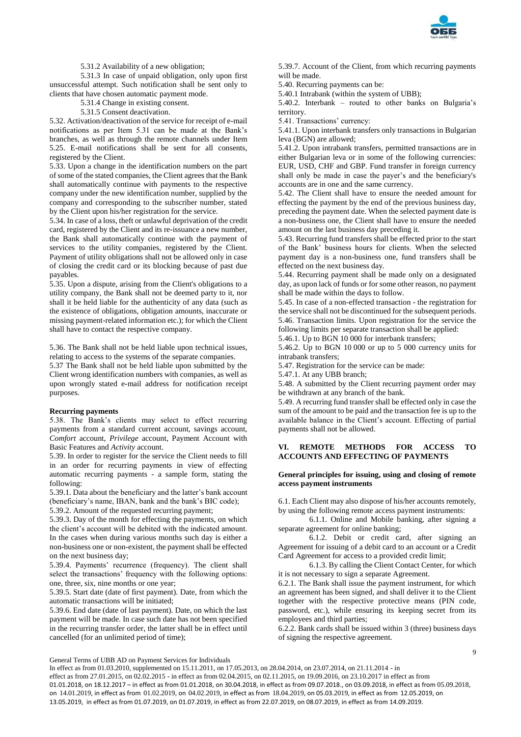5.31.2 Availability of a new obligation;

5.31.3 In case of unpaid obligation, only upon first unsuccessful attempt. Such notification shall be sent only to clients that have chosen automatic payment mode.

5.31.4 Change in existing consent.

5.31.5 Consent deactivation.

5.32. Activation/deactivation of the service for receipt of e-mail notifications as per Item 5.31 can be made at the Bank's branches, as well as through the remote channels under Item 5.25. E-mail notifications shall be sent for all consents, registered by the Client.

5.33. Upon a change in the identification numbers on the part of some of the stated companies, the Client agrees that the Bank shall automatically continue with payments to the respective company under the new identification number, supplied by the company and corresponding to the subscriber number, stated by the Client upon his/her registration for the service.

5.34. In case of a loss, theft or unlawful deprivation of the credit card, registered by the Client and its re-issuance a new number, the Bank shall automatically continue with the payment of services to the utility companies, registered by the Client. Payment of utility obligations shall not be allowed only in case of closing the credit card or its blocking because of past due payables.

5.35. Upon a dispute, arising from the Client's obligations to a utility company, the Bank shall not be deemed party to it, nor shall it be held liable for the authenticity of any data (such as the existence of obligations, obligation amounts, inaccurate or missing payment-related information etc.); for which the Client shall have to contact the respective company.

5.36. The Bank shall not be held liable upon technical issues, relating to access to the systems of the separate companies.

5.37 The Bank shall not be held liable upon submitted by the Client wrong identification numbers with companies, as well as upon wrongly stated e-mail address for notification receipt purposes.

**Recurring payments**

5.38. The Bank's clients may select to effect recurring payments from a standard current account, savings account, *Comfort* account, *Privilege* account, Payment Account with Basic Features and *Activity* account.

5.39. In order to register for the service the Client needs to fill in an order for recurring payments in view of effecting automatic recurring payments - a sample form, stating the following:

5.39.1. Data about the beneficiary and the latter's bank account (beneficiary's name, IBAN, bank and the bank's BIC code);

5.39.2. Amount of the requested recurring payment;

5.39.3. Day of the month for effecting the payments, on which the client's account will be debited with the indicated amount. In the cases when during various months such day is either a non-business one or non-existent, the payment shall be effected on the next business day;

5.39.4. Payments' recurrence (frequency). The client shall select the transactions' frequency with the following options: one, three, six, nine months or one year;

5.39.5. Start date (date of first payment). Date, from which the automatic transactions will be initiated;

5.39.6. End date (date of last payment). Date, on which the last payment will be made. In case such date has not been specified in the recurring transfer order, the latter shall be in effect until cancelled (for an unlimited period of time);

5.39.7. Account of the Client, from which recurring payments will be made.

5.40. Recurring payments can be:

5.40.1 Intrabank (within the system of UBB);

5.40.2. Interbank – routed to other banks on Bulgaria's territory.

5.41. Transactions' currency:

5.41.1. Upon interbank transfers only transactions in Bulgarian leva (BGN) are allowed;

5.41.2. Upon intrabank transfers, permitted transactions are in either Bulgarian leva or in some of the following currencies: EUR, USD, CHF and GBP. Fund transfer in foreign currency shall only be made in case the payer's and the beneficiary's accounts are in one and the same currency.

5.42. The Client shall have to ensure the needed amount for effecting the payment by the end of the previous business day, preceding the payment date. When the selected payment date is a non-business one, the Client shall have to ensure the needed amount on the last business day preceding it.

5.43. Recurring fund transfers shall be effected prior to the start of the Bank' business hours for clients. When the selected payment day is a non-business one, fund transfers shall be effected on the next business day.

5.44. Recurring payment shall be made only on a designated day, as upon lack of funds or for some other reason, no payment shall be made within the days to follow.

5.45. In case of a non-effected transaction - the registration for the service shall not be discontinued for the subsequent periods.

5.46. Transaction limits. Upon registration for the service the following limits per separate transaction shall be applied:

5.46.1. Up to BGN 10 000 for interbank transfers;

5.46.2. Up to BGN 10 000 or up to 5 000 currency units for intrabank transfers;

5.47. Registration for the service can be made:

5.47.1. At any UBB branch;

5.48. A submitted by the Client recurring payment order may be withdrawn at any branch of the bank.

5.49. A recurring fund transfer shall be effected only in case the sum of the amount to be paid and the transaction fee is up to the available balance in the Client's account. Effecting of partial payments shall not be allowed.

## VI. REMOTE METHODS FOR ACCESS TO ACCOUNTS AND EFFECTING OF PAYMENTS

**General principles for issuing, using and closing of remote access payment instruments**

6.1. Each Client may also dispose of his/her accounts remotely, by using the following remote access payment instruments:

6.1.1. Online and Mobile banking, after signing a separate agreement for online banking;

6.1.2. Debit or credit card, after signing an Agreement for issuing of a debit card to an account or a Credit Card Agreement for access to a provided credit limit;

6.1.3. By calling the Client Contact Center, for which it is not necessary to sign a separate Agreement.

6.2.1. The Bank shall issue the payment instrument, for which an agreement has been signed, and shall deliver it to the Client together with the respective protective means (PIN code, password, etc.), while ensuring its keeping secret from its employees and third parties;

6.2.2. Bank cards shall be issued within 3 (three) business days of signing the respective agreement.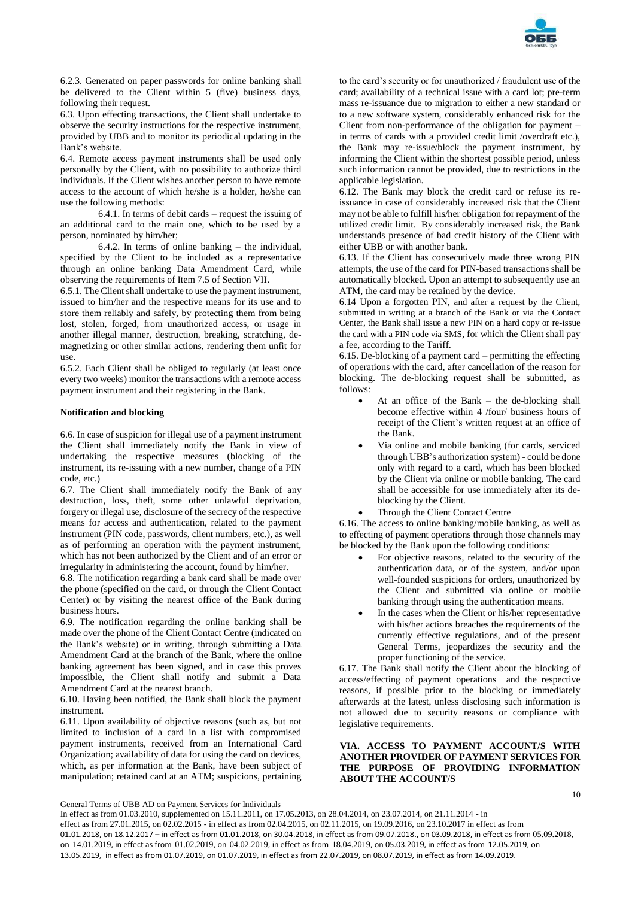6.2.3. Generated on paper passwords for online banking shall be delivered to the Client within 5 (five) business days, following their request.

6.3. Upon effecting transactions, the Client shall undertake to observe the security instructions for the respective instrument, provided by UBB and to monitor its periodical updating in the Bank's website.

6.4. Remote access payment instruments shall be used only personally by the Client, with no possibility to authorize third individuals. If the Client wishes another person to have remote access to the account of which he/she is a holder, he/she can use the following methods:

6.4.1. In terms of debit cards – request the issuing of an additional card to the main one, which to be used by a person, nominated by him/her;

6.4.2. In terms of online banking – the individual, specified by the Client to be included as a representative through an online banking Data Amendment Card, while observing the requirements of Item 7.5 of Section VII.

6.5.1. The Client shall undertake to use the payment instrument, issued to him/her and the respective means for its use and to store them reliably and safely, by protecting them from being lost, stolen, forged, from unauthorized access, or usage in another illegal manner, destruction, breaking, scratching, de-magnetizing or other similar actions, rendering them unfit for use.

6.5.2. Each Client shall be obliged to regularly (at least once every two weeks) monitor the transactions with a remote access payment instrument and their registering in the Bank.

**Notification and blocking**

6.6. In case of suspicion for illegal use of a payment instrument the Client shall immediately notify the Bank in view of undertaking the respective measures (blocking of the instrument, its re-issuing with a new number, change of a PIN code, etc.)

6.7. The Client shall immediately notify the Bank of any destruction, loss, theft, some other unlawful deprivation, forgery or illegal use, disclosure of the secrecy of the respective means for access and authentication, related to the payment instrument (PIN code, passwords, client numbers, etc.), as well as of performing an operation with the payment instrument, which has not been authorized by the Client and of an error or irregularity in administering the account, found by him/her.

6.8. The notification regarding a bank card shall be made over the phone (specified on the card, or through the Client Contact Center) or by visiting the nearest office of the Bank during business hours.

6.9. The notification regarding the online banking shall be made over the phone of the Client Contact Centre (indicated on the Bank's website) or in writing, through submitting a Data Amendment Card at the branch of the Bank, where the online banking agreement has been signed, and in case this proves impossible, the Client shall notify and submit a Data Amendment Card at the nearest branch.

6.10. Having been notified, the Bank shall block the payment instrument.

6.11. Upon availability of objective reasons (such as, but not limited to inclusion of a card in a list with compromised payment instruments, received from an International Card Organization; availability of data for using the card on devices, which, as per information at the Bank, have been subject of manipulation; retained card at an ATM; suspicions, pertaining to the card's security or for unauthorized / fraudulent use of the card; availability of a technical issue with a card lot; pre-term mass re-issuance due to migration to either a new standard or to a new software system, considerably enhanced risk for the Client from non-performance of the obligation for payment – in terms of cards with a provided credit limit /overdraft etc.), the Bank may re-issue/block the payment instrument, by informing the Client within the shortest possible period, unless such information cannot be provided, due to restrictions in the applicable legislation.

6.12. The Bank may block the credit card or refuse its re-issuance in case of considerably increased risk that the Client may not be able to fulfill his/her obligation for repayment of the utilized credit limit. By considerably increased risk, the Bank understands presence of bad credit history of the Client with either UBB or with another bank.

6.13. If the Client has consecutively made three wrong PIN attempts, the use of the card for PIN-based transactions shall be automatically blocked. Upon an attempt to subsequently use an ATM, the card may be retained by the device.

6.14 Upon a forgotten PIN, and after a request by the Client, submitted in writing at a branch of the Bank or via the Contact Center, the Bank shall issue a new PIN on a hard copy or re-issue the card with a PIN code via SMS, for which the Client shall pay a fee, according to the Tariff.

6.15. De-blocking of a payment card – permitting the effecting of operations with the card, after cancellation of the reason for blocking. The de-blocking request shall be submitted, as follows:

- At an office of the Bank – the de-blocking shall become effective within 4 /four/ business hours of receipt of the Client's written request at an office of the Bank.
- Via online and mobile banking (for cards, serviced through UBB's authorization system) - could be done only with regard to a card, which has been blocked by the Client via online or mobile banking. The card shall be accessible for use immediately after its de-blocking by the Client.
- Through the Client Contact Centre

6.16. The access to online banking/mobile banking, as well as to effecting of payment operations through those channels may be blocked by the Bank upon the following conditions:

- For objective reasons, related to the security of the authentication data, or of the system, and/or upon well-founded suspicions for orders, unauthorized by the Client and submitted via online or mobile banking through using the authentication means.
- In the cases when the Client or his/her representative with his/her actions breaches the requirements of the currently effective regulations, and of the present General Terms, jeopardizes the security and the proper functioning of the service.

6.17. The Bank shall notify the Client about the blocking of access/effecting of payment operations and the respective reasons, if possible prior to the blocking or immediately afterwards at the latest, unless disclosing such information is not allowed due to security reasons or compliance with legislative requirements.

## VIA. ACCESS TO PAYMENT ACCOUNT/S WITH ANOTHER PROVIDER OF PAYMENT SERVICES FOR THE PURPOSE OF PROVIDING INFORMATION ABOUT THE ACCOUNT/S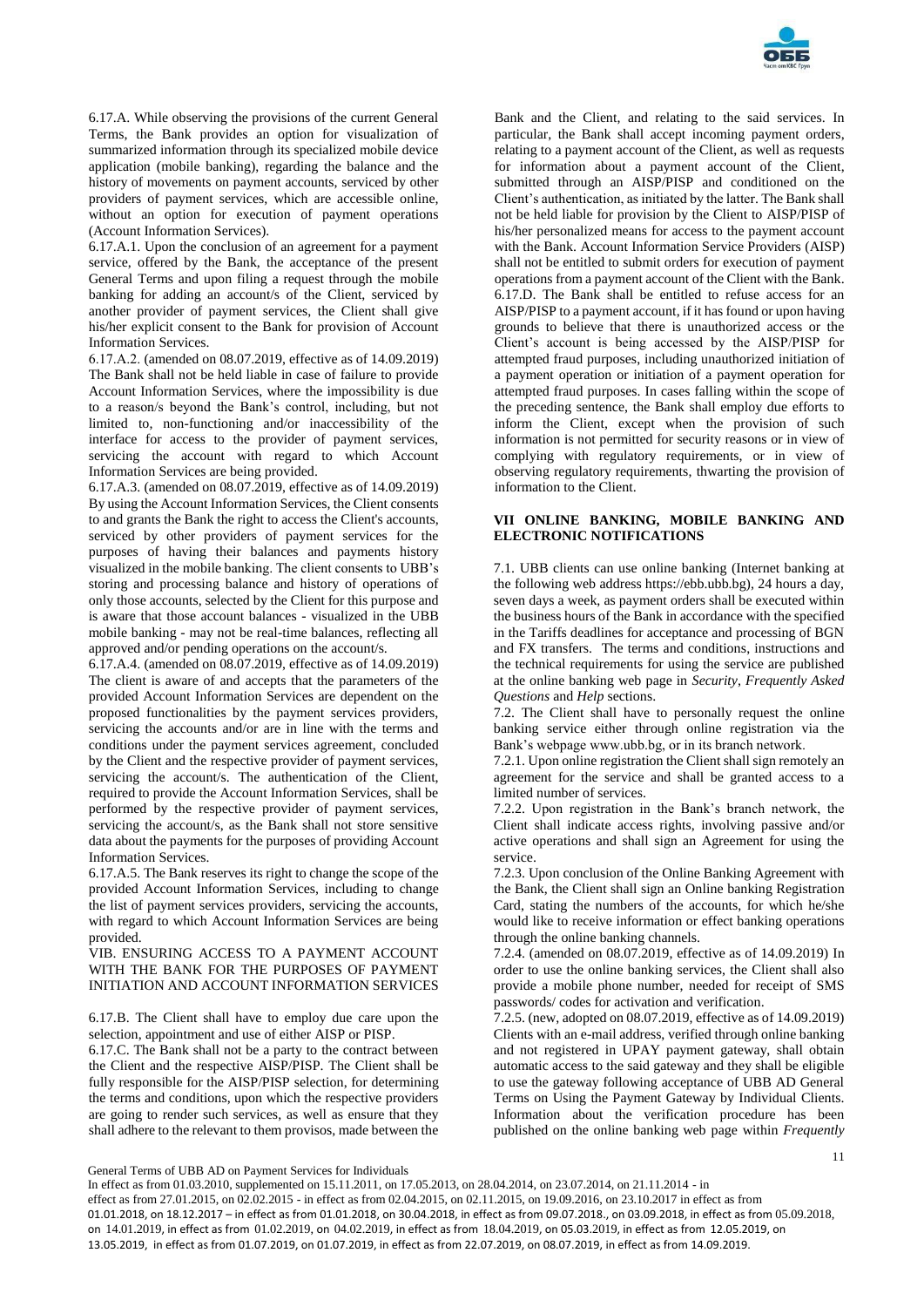6.17.A. While observing the provisions of the current General Terms, the Bank provides an option for visualization of summarized information through its specialized mobile device application (mobile banking), regarding the balance and the history of movements on payment accounts, serviced by other providers of payment services, which are accessible online, without an option for execution of payment operations (Account Information Services).

6.17.A.1. Upon the conclusion of an agreement for a payment service, offered by the Bank, the acceptance of the present General Terms and upon filing a request through the mobile banking for adding an account/s of the Client, serviced by another provider of payment services, the Client shall give his/her explicit consent to the Bank for provision of Account Information Services.

6.17.A.2. (amended on 08.07.2019, effective as of 14.09.2019) The Bank shall not be held liable in case of failure to provide Account Information Services, where the impossibility is due to a reason/s beyond the Bank's control, including, but not limited to, non-functioning and/or inaccessibility of the interface for access to the provider of payment services, servicing the account with regard to which Account Information Services are being provided.

6.17.A.3. (amended on 08.07.2019, effective as of 14.09.2019) By using the Account Information Services, the Client consents to and grants the Bank the right to access the Client's accounts, serviced by other providers of payment services for the purposes of having their balances and payments history visualized in the mobile banking. The client consents to UBB's storing and processing balance and history of operations of only those accounts, selected by the Client for this purpose and is aware that those account balances - visualized in the UBB mobile banking - may not be real-time balances, reflecting all approved and/or pending operations on the account/s.

6.17.A.4. (amended on 08.07.2019, effective as of 14.09.2019) The client is aware of and accepts that the parameters of the provided Account Information Services are dependent on the proposed functionalities by the payment services providers, servicing the accounts and/or are in line with the terms and conditions under the payment services agreement, concluded by the Client and the respective provider of payment services, servicing the account/s. The authentication of the Client, required to provide the Account Information Services, shall be performed by the respective provider of payment services, servicing the account/s, as the Bank shall not store sensitive data about the payments for the purposes of providing Account Information Services.

6.17.A.5. The Bank reserves its right to change the scope of the provided Account Information Services, including to change the list of payment services providers, servicing the accounts, with regard to which Account Information Services are being provided.

VIB. ENSURING ACCESS TO A PAYMENT ACCOUNT WITH THE BANK FOR THE PURPOSES OF PAYMENT INITIATION AND ACCOUNT INFORMATION SERVICES

6.17.B. The Client shall have to employ due care upon the selection, appointment and use of either AISP or PISP.

6.17.C. The Bank shall not be a party to the contract between the Client and the respective AISP/PISP. The Client shall be fully responsible for the AISP/PISP selection, for determining the terms and conditions, upon which the respective providers are going to render such services, as well as ensure that they shall adhere to the relevant to them provisos, made between the Bank and the Client, and relating to the said services. In particular, the Bank shall accept incoming payment orders, relating to a payment account of the Client, as well as requests for information about a payment account of the Client, submitted through an AISP/PISP and conditioned on the Client's authentication, as initiated by the latter. The Bank shall not be held liable for provision by the Client to AISP/PISP of his/her personalized means for access to the payment account with the Bank. Account Information Service Providers (AISP) shall not be entitled to submit orders for execution of payment operations from a payment account of the Client with the Bank.

6.17.D. The Bank shall be entitled to refuse access for an AISP/PISP to a payment account, if it has found or upon having grounds to believe that there is unauthorized access or the Client's account is being accessed by the AISP/PISP for attempted fraud purposes, including unauthorized initiation of a payment operation or initiation of a payment operation for attempted fraud purposes. In cases falling within the scope of the preceding sentence, the Bank shall employ due efforts to inform the Client, except when the provision of such information is not permitted for security reasons or in view of complying with regulatory requirements, or in view of observing regulatory requirements, thwarting the provision of information to the Client.

## VII ONLINE BANKING, MOBILE BANKING AND ELECTRONIC NOTIFICATIONS

7.1. UBB clients can use online banking (Internet banking at the following web address https://ebb.ubb.bg), 24 hours a day, seven days a week, as payment orders shall be executed within the business hours of the Bank in accordance with the specified in the Tariffs deadlines for acceptance and processing of BGN and FX transfers. The terms and conditions, instructions and the technical requirements for using the service are published at the online banking web page in *Security*, *Frequently Asked Questions* and *Help* sections.

7.2. The Client shall have to personally request the online banking service either through online registration via the Bank's webpage www.ubb.bg, or in its branch network.

7.2.1. Upon online registration the Client shall sign remotely an agreement for the service and shall be granted access to a limited number of services.

7.2.2. Upon registration in the Bank's branch network, the Client shall indicate access rights, involving passive and/or active operations and shall sign an Agreement for using the service.

7.2.3. Upon conclusion of the Online Banking Agreement with the Bank, the Client shall sign an Online banking Registration Card, stating the numbers of the accounts, for which he/she would like to receive information or effect banking operations through the online banking channels.

7.2.4. (amended on 08.07.2019, effective as of 14.09.2019) In order to use the online banking services, the Client shall also provide a mobile phone number, needed for receipt of SMS passwords/ codes for activation and verification.

7.2.5. (new, adopted on 08.07.2019, effective as of 14.09.2019) Clients with an e-mail address, verified through online banking and not registered in UPAY payment gateway, shall obtain automatic access to the said gateway and they shall be eligible to use the gateway following acceptance of UBB AD General Terms on Using the Payment Gateway by Individual Clients. Information about the verification procedure has been published on the online banking web page within *Frequently*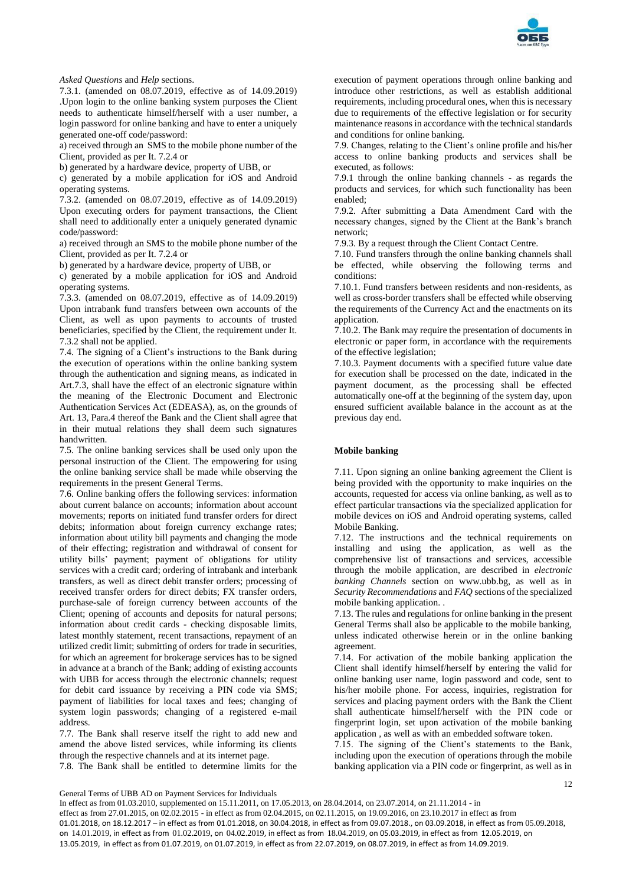*Asked Questions* and *Help* sections.

7.3.1. (amended on 08.07.2019, effective as of 14.09.2019) .Upon login to the online banking system purposes the Client needs to authenticate himself/herself with a user number, a login password for online banking and have to enter a uniquely generated one-off code/password:

a) received through an SMS to the mobile phone number of the Client, provided as per It. 7.2.4 or

b) generated by a hardware device, property of UBB, or

c) generated by a mobile application for iOS and Android operating systems.

7.3.2. (amended on 08.07.2019, effective as of 14.09.2019) Upon executing orders for payment transactions, the Client shall need to additionally enter a uniquely generated dynamic code/password:

a) received through an SMS to the mobile phone number of the Client, provided as per It. 7.2.4 or

b) generated by a hardware device, property of UBB, or

c) generated by a mobile application for iOS and Android operating systems.

7.3.3. (amended on 08.07.2019, effective as of 14.09.2019) Upon intrabank fund transfers between own accounts of the Client, as well as upon payments to accounts of trusted beneficiaries, specified by the Client, the requirement under It. 7.3.2 shall not be applied.

7.4. The signing of a Client's instructions to the Bank during the execution of operations within the online banking system through the authentication and signing means, as indicated in Art.7.3, shall have the effect of an electronic signature within the meaning of the Electronic Document and Electronic Authentication Services Act (EDEASA), as, on the grounds of Art. 13, Para.4 thereof the Bank and the Client shall agree that in their mutual relations they shall deem such signatures handwritten.

7.5. The online banking services shall be used only upon the personal instruction of the Client. The empowering for using the online banking service shall be made while observing the requirements in the present General Terms.

7.6. Online banking offers the following services: information about current balance on accounts; information about account movements; reports on initiated fund transfer orders for direct debits; information about foreign currency exchange rates; information about utility bill payments and changing the mode of their effecting; registration and withdrawal of consent for utility bills' payment; payment of obligations for utility services with a credit card; ordering of intrabank and interbank transfers, as well as direct debit transfer orders; processing of received transfer orders for direct debits; FX transfer orders, purchase-sale of foreign currency between accounts of the Client; opening of accounts and deposits for natural persons; information about credit cards - checking disposable limits, latest monthly statement, recent transactions, repayment of an utilized credit limit; submitting of orders for trade in securities, for which an agreement for brokerage services has to be signed in advance at a branch of the Bank; adding of existing accounts with UBB for access through the electronic channels; request for debit card issuance by receiving a PIN code via SMS; payment of liabilities for local taxes and fees; changing of system login passwords; changing of a registered e-mail address.

7.7. The Bank shall reserve itself the right to add new and amend the above listed services, while informing its clients through the respective channels and at its internet page.

7.8. The Bank shall be entitled to determine limits for the execution of payment operations through online banking and introduce other restrictions, as well as establish additional requirements, including procedural ones, when this is necessary due to requirements of the effective legislation or for security maintenance reasons in accordance with the technical standards and conditions for online banking.

7.9. Changes, relating to the Client's online profile and his/her access to online banking products and services shall be executed, as follows:

7.9.1 through the online banking channels - as regards the products and services, for which such functionality has been enabled;

7.9.2. After submitting a Data Amendment Card with the necessary changes, signed by the Client at the Bank's branch network;

7.9.3. By a request through the Client Contact Centre.

7.10. Fund transfers through the online banking channels shall be effected, while observing the following terms and conditions:

7.10.1. Fund transfers between residents and non-residents, as well as cross-border transfers shall be effected while observing the requirements of the Currency Act and the enactments on its application.

7.10.2. The Bank may require the presentation of documents in electronic or paper form, in accordance with the requirements of the effective legislation;

7.10.3. Payment documents with a specified future value date for execution shall be processed on the date, indicated in the payment document, as the processing shall be effected automatically one-off at the beginning of the system day, upon ensured sufficient available balance in the account as at the previous day end.

**Mobile banking**

7.11. Upon signing an online banking agreement the Client is being provided with the opportunity to make inquiries on the accounts, requested for access via online banking, as well as to effect particular transactions via the specialized application for mobile devices on iOS and Android operating systems, called Mobile Banking.

7.12. The instructions and the technical requirements on installing and using the application, as well as the comprehensive list of transactions and services, accessible through the mobile application, are described in *electronic banking Channels* section on www.ubb.bg, as well as in *Security Recommendations* and *FAQ* sections of the specialized mobile banking application. .

7.13. The rules and regulations for online banking in the present General Terms shall also be applicable to the mobile banking, unless indicated otherwise herein or in the online banking agreement.

7.14. For activation of the mobile banking application the Client shall identify himself/herself by entering the valid for online banking user name, login password and code, sent to his/her mobile phone. For access, inquiries, registration for services and placing payment orders with the Bank the Client shall authenticate himself/herself with the PIN code or fingerprint login, set upon activation of the mobile banking application , as well as with an embedded software token.

7.15. The signing of the Client's statements to the Bank, including upon the execution of operations through the mobile banking application via a PIN code or fingerprint, as well as in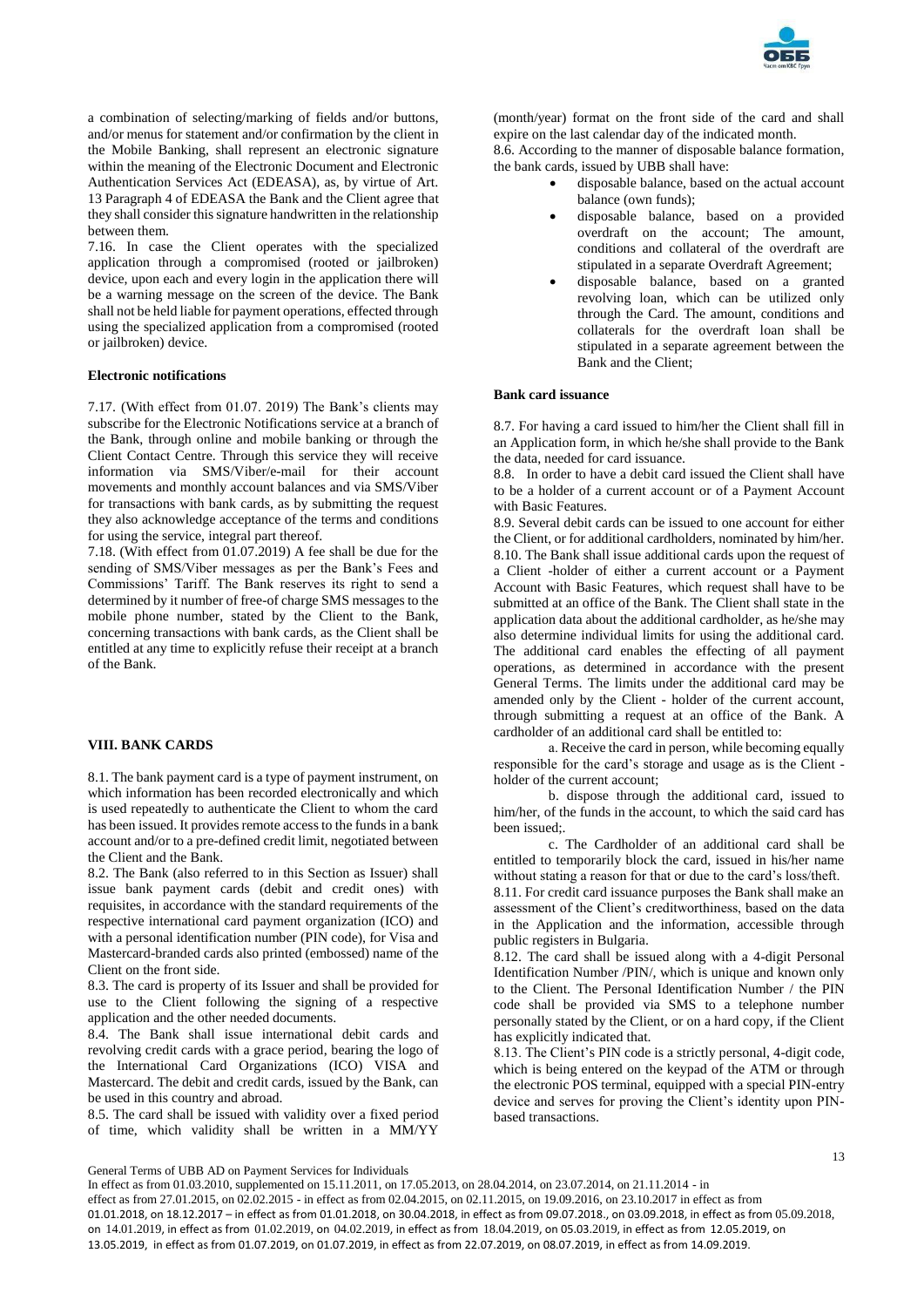a combination of selecting/marking of fields and/or buttons, and/or menus for statement and/or confirmation by the client in the Mobile Banking, shall represent an electronic signature within the meaning of the Electronic Document and Electronic Authentication Services Act (EDEASA), as, by virtue of Art. 13 Paragraph 4 of EDEASA the Bank and the Client agree that they shall consider this signature handwritten in the relationship between them.

7.16. In case the Client operates with the specialized application through a compromised (rooted or jailbroken) device, upon each and every login in the application there will be a warning message on the screen of the device. The Bank shall not be held liable for payment operations, effected through using the specialized application from a compromised (rooted or jailbroken) device.

**Electronic notifications**

7.17. (With effect from 01.07. 2019) The Bank's clients may subscribe for the Electronic Notifications service at a branch of the Bank, through online and mobile banking or through the Client Contact Centre. Through this service they will receive information via SMS/Viber/e-mail for their account movements and monthly account balances and via SMS/Viber for transactions with bank cards, as by submitting the request they also acknowledge acceptance of the terms and conditions for using the service, integral part thereof.

7.18. (With effect from 01.07.2019) A fee shall be due for the sending of SMS/Viber messages as per the Bank's Fees and Commissions' Tariff. The Bank reserves its right to send a determined by it number of free-of charge SMS messages to the mobile phone number, stated by the Client to the Bank, concerning transactions with bank cards, as the Client shall be entitled at any time to explicitly refuse their receipt at a branch of the Bank.

**VIII. BANK CARDS**

8.1. The bank payment card is a type of payment instrument, on which information has been recorded electronically and which is used repeatedly to authenticate the Client to whom the card has been issued. It provides remote access to the funds in a bank account and/or to a pre-defined credit limit, negotiated between the Client and the Bank.

8.2. The Bank (also referred to in this Section as Issuer) shall issue bank payment cards (debit and credit ones) with requisites, in accordance with the standard requirements of the respective international card payment organization (ICO) and with a personal identification number (PIN code), for Visa and Mastercard-branded cards also printed (embossed) name of the Client on the front side.

8.3. The card is property of its Issuer and shall be provided for use to the Client following the signing of a respective application and the other needed documents.

8.4. The Bank shall issue international debit cards and revolving credit cards with a grace period, bearing the logo of the International Card Organizations (ICO) VISA and Mastercard. The debit and credit cards, issued by the Bank, can be used in this country and abroad.

8.5. The card shall be issued with validity over a fixed period of time, which validity shall be written in a MM/YY (month/year) format on the front side of the card and shall expire on the last calendar day of the indicated month.

8.6. According to the manner of disposable balance formation, the bank cards, issued by UBB shall have:

- disposable balance, based on the actual account balance (own funds);
- disposable balance, based on a provided overdraft on the account; The amount, conditions and collateral of the overdraft are stipulated in a separate Overdraft Agreement;
- disposable balance, based on a granted revolving loan, which can be utilized only through the Card. The amount, conditions and collaterals for the overdraft loan shall be stipulated in a separate agreement between the Bank and the Client;

**Bank card issuance**

8.7. For having a card issued to him/her the Client shall fill in an Application form, in which he/she shall provide to the Bank the data, needed for card issuance.

8.8. In order to have a debit card issued the Client shall have to be a holder of a current account or of a Payment Account with Basic Features.

8.9. Several debit cards can be issued to one account for either the Client, or for additional cardholders, nominated by him/her.

8.10. The Bank shall issue additional cards upon the request of a Client -holder of either a current account or a Payment Account with Basic Features, which request shall have to be submitted at an office of the Bank. The Client shall state in the application data about the additional cardholder, as he/she may also determine individual limits for using the additional card. The additional card enables the effecting of all payment operations, as determined in accordance with the present General Terms. The limits under the additional card may be amended only by the Client - holder of the current account, through submitting a request at an office of the Bank. A cardholder of an additional card shall be entitled to:

a. Receive the card in person, while becoming equally responsible for the card's storage and usage as is the Client - holder of the current account;

b. dispose through the additional card, issued to him/her, of the funds in the account, to which the said card has been issued;.

c. The Cardholder of an additional card shall be entitled to temporarily block the card, issued in his/her name without stating a reason for that or due to the card's loss/theft.

8.11. For credit card issuance purposes the Bank shall make an assessment of the Client's creditworthiness, based on the data in the Application and the information, accessible through public registers in Bulgaria.

8.12. The card shall be issued along with a 4-digit Personal Identification Number /PIN/, which is unique and known only to the Client. The Personal Identification Number / the PIN code shall be provided via SMS to a telephone number personally stated by the Client, or on a hard copy, if the Client has explicitly indicated that.

8.13. The Client's PIN code is a strictly personal, 4-digit code, which is being entered on the keypad of the ATM or through the electronic POS terminal, equipped with a special PIN-entry device and serves for proving the Client's identity upon PIN-based transactions.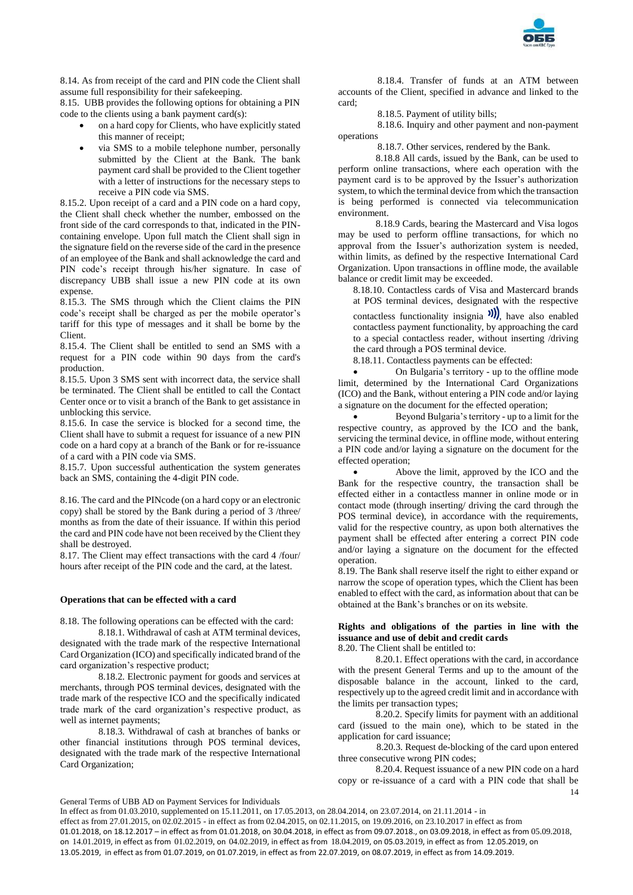8.14. As from receipt of the card and PIN code the Client shall assume full responsibility for their safekeeping.

8.15. UBB provides the following options for obtaining a PIN code to the clients using a bank payment card(s):

- on a hard copy for Clients, who have explicitly stated this manner of receipt;
- via SMS to a mobile telephone number, personally submitted by the Client at the Bank. The bank payment card shall be provided to the Client together with a letter of instructions for the necessary steps to receive a PIN code via SMS.

8.15.2. Upon receipt of a card and a PIN code on a hard copy, the Client shall check whether the number, embossed on the front side of the card corresponds to that, indicated in the PIN-containing envelope. Upon full match the Client shall sign in the signature field on the reverse side of the card in the presence of an employee of the Bank and shall acknowledge the card and PIN code's receipt through his/her signature. In case of discrepancy UBB shall issue a new PIN code at its own expense.

8.15.3. The SMS through which the Client claims the PIN code's receipt shall be charged as per the mobile operator's tariff for this type of messages and it shall be borne by the Client.

8.15.4. The Client shall be entitled to send an SMS with a request for a PIN code within 90 days from the card's production.

8.15.5. Upon 3 SMS sent with incorrect data, the service shall be terminated. The Client shall be entitled to call the Contact Center once or to visit a branch of the Bank to get assistance in unblocking this service.

8.15.6. In case the service is blocked for a second time, the Client shall have to submit a request for issuance of a new PIN code on a hard copy at a branch of the Bank or for re-issuance of a card with a PIN code via SMS.

8.15.7. Upon successful authentication the system generates back an SMS, containing the 4-digit PIN code.

8.16. The card and the PINcode (on a hard copy or an electronic copy) shall be stored by the Bank during a period of 3 /three/ months as from the date of their issuance. If within this period the card and PIN code have not been received by the Client they shall be destroyed.

8.17. The Client may effect transactions with the card 4 /four/ hours after receipt of the PIN code and the card, at the latest.

**Operations that can be effected with a card**

8.18. The following operations can be effected with the card:

8.18.1. Withdrawal of cash at ATM terminal devices, designated with the trade mark of the respective International Card Organization (ICO) and specifically indicated brand of the card organization's respective product;

8.18.2. Electronic payment for goods and services at merchants, through POS terminal devices, designated with the trade mark of the respective ICO and the specifically indicated trade mark of the card organization's respective product, as well as internet payments;

8.18.3. Withdrawal of cash at branches of banks or other financial institutions through POS terminal devices, designated with the trade mark of the respective International Card Organization;

8.18.4. Transfer of funds at an ATM between accounts of the Client, specified in advance and linked to the card;

8.18.5. Payment of utility bills;

8.18.6. Inquiry and other payment and non-payment operations

8.18.7. Other services, rendered by the Bank.

8.18.8 All cards, issued by the Bank, can be used to perform online transactions, where each operation with the payment card is to be approved by the Issuer's authorization system, to which the terminal device from which the transaction is being performed is connected via telecommunication environment.

8.18.9 Cards, bearing the Mastercard and Visa logos may be used to perform offline transactions, for which no approval from the Issuer's authorization system is needed, within limits, as defined by the respective International Card Organization. Upon transactions in offline mode, the available balance or credit limit may be exceeded.

8.18.10. Contactless cards of Visa and Mastercard brands at POS terminal devices, designated with the respective contactless functionality insignia ))), have also enabled contactless payment functionality, by approaching the card to a special contactless reader, without inserting /driving the card through a POS terminal device.

8.18.11. Contactless payments can be effected:

- On Bulgaria's territory - up to the offline mode limit, determined by the International Card Organizations (ICO) and the Bank, without entering a PIN code and/or laying a signature on the document for the effected operation;
- Beyond Bulgaria's territory - up to a limit for the respective country, as approved by the ICO and the bank, servicing the terminal device, in offline mode, without entering a PIN code and/or laying a signature on the document for the effected operation;
- Above the limit, approved by the ICO and the Bank for the respective country, the transaction shall be effected either in a contactless manner in online mode or in contact mode (through inserting/ driving the card through the POS terminal device), in accordance with the requirements, valid for the respective country, as upon both alternatives the payment shall be effected after entering a correct PIN code and/or laying a signature on the document for the effected operation.

8.19. The Bank shall reserve itself the right to either expand or narrow the scope of operation types, which the Client has been enabled to effect with the card, as information about that can be obtained at the Bank's branches or on its website.

**Rights and obligations of the parties in line with the issuance and use of debit and credit cards**

8.20. The Client shall be entitled to:

8.20.1. Effect operations with the card, in accordance with the present General Terms and up to the amount of the disposable balance in the account, linked to the card, respectively up to the agreed credit limit and in accordance with the limits per transaction types;

8.20.2. Specify limits for payment with an additional card (issued to the main one), which to be stated in the application for card issuance;

8.20.3. Request de-blocking of the card upon entered three consecutive wrong PIN codes;

8.20.4. Request issuance of a new PIN code on a hard copy or re-issuance of a card with a PIN code that shall be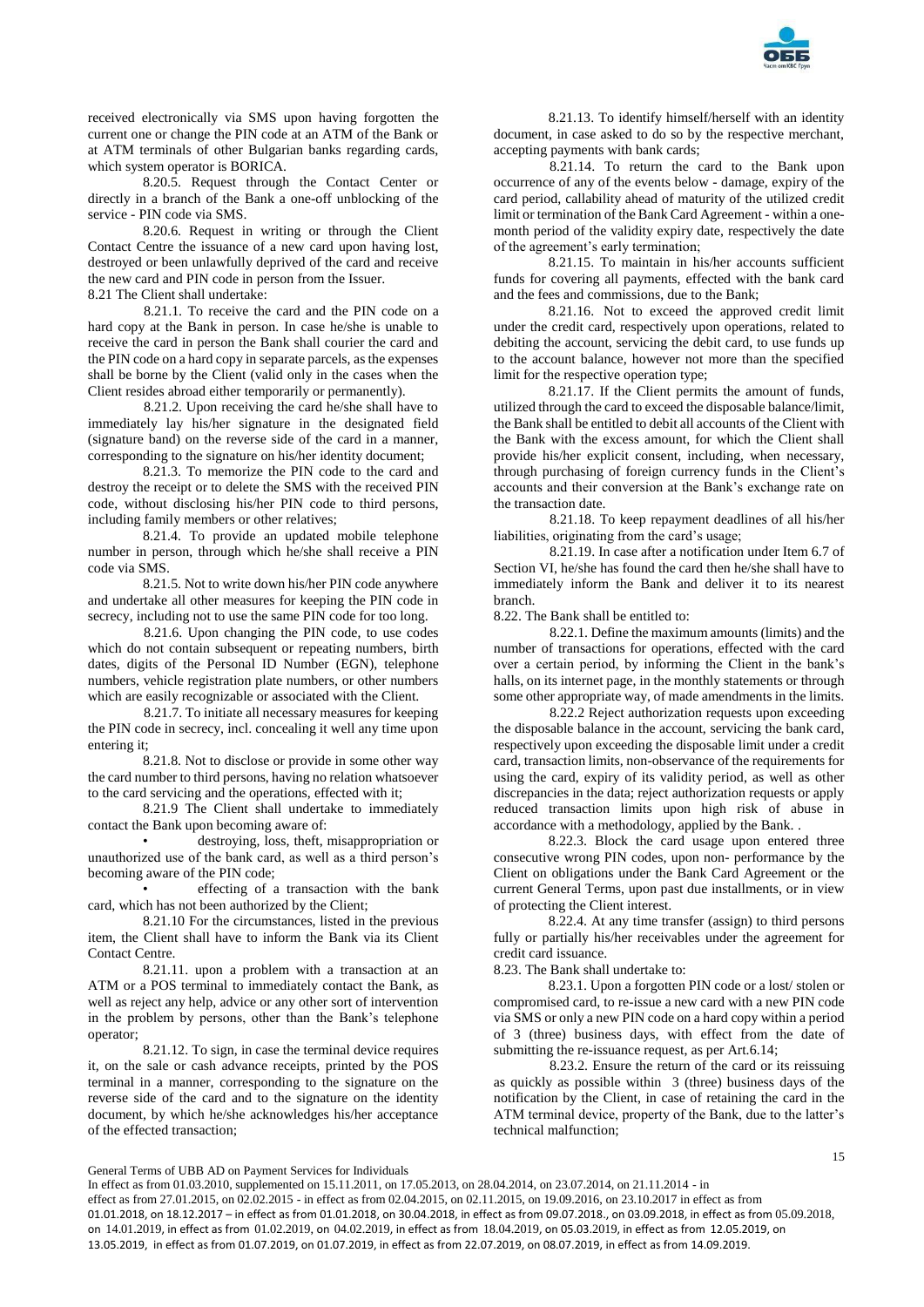received electronically via SMS upon having forgotten the current one or change the PIN code at an ATM of the Bank or at ATM terminals of other Bulgarian banks regarding cards, which system operator is BORICA.

8.20.5. Request through the Contact Center or directly in a branch of the Bank a one-off unblocking of the service - PIN code via SMS.

8.20.6. Request in writing or through the Client Contact Centre the issuance of a new card upon having lost, destroyed or been unlawfully deprived of the card and receive the new card and PIN code in person from the Issuer.

8.21 The Client shall undertake:

8.21.1. To receive the card and the PIN code on a hard copy at the Bank in person. In case he/she is unable to receive the card in person the Bank shall courier the card and the PIN code on a hard copy in separate parcels, as the expenses shall be borne by the Client (valid only in the cases when the Client resides abroad either temporarily or permanently).

8.21.2. Upon receiving the card he/she shall have to immediately lay his/her signature in the designated field (signature band) on the reverse side of the card in a manner, corresponding to the signature on his/her identity document;

8.21.3. To memorize the PIN code to the card and destroy the receipt or to delete the SMS with the received PIN code, without disclosing his/her PIN code to third persons, including family members or other relatives;

8.21.4. To provide an updated mobile telephone number in person, through which he/she shall receive a PIN code via SMS.

8.21.5. Not to write down his/her PIN code anywhere and undertake all other measures for keeping the PIN code in secrecy, including not to use the same PIN code for too long.

8.21.6. Upon changing the PIN code, to use codes which do not contain subsequent or repeating numbers, birth dates, digits of the Personal ID Number (EGN), telephone numbers, vehicle registration plate numbers, or other numbers which are easily recognizable or associated with the Client.

8.21.7. To initiate all necessary measures for keeping the PIN code in secrecy, incl. concealing it well any time upon entering it;

8.21.8. Not to disclose or provide in some other way the card number to third persons, having no relation whatsoever to the card servicing and the operations, effected with it;

8.21.9 The Client shall undertake to immediately contact the Bank upon becoming aware of:

- destroying, loss, theft, misappropriation or unauthorized use of the bank card, as well as a third person's becoming aware of the PIN code;
- effecting of a transaction with the bank card, which has not been authorized by the Client;

8.21.10 For the circumstances, listed in the previous item, the Client shall have to inform the Bank via its Client Contact Centre.

8.21.11. upon a problem with a transaction at an ATM or a POS terminal to immediately contact the Bank, as well as reject any help, advice or any other sort of intervention in the problem by persons, other than the Bank's telephone operator;

8.21.12. To sign, in case the terminal device requires it, on the sale or cash advance receipts, printed by the POS terminal in a manner, corresponding to the signature on the reverse side of the card and to the signature on the identity document, by which he/she acknowledges his/her acceptance of the effected transaction;

8.21.13. To identify himself/herself with an identity document, in case asked to do so by the respective merchant, accepting payments with bank cards;

8.21.14. To return the card to the Bank upon occurrence of any of the events below - damage, expiry of the card period, callability ahead of maturity of the utilized credit limit or termination of the Bank Card Agreement - within a one-month period of the validity expiry date, respectively the date of the agreement's early termination;

8.21.15. To maintain in his/her accounts sufficient funds for covering all payments, effected with the bank card and the fees and commissions, due to the Bank;

8.21.16. Not to exceed the approved credit limit under the credit card, respectively upon operations, related to debiting the account, servicing the debit card, to use funds up to the account balance, however not more than the specified limit for the respective operation type;

8.21.17. If the Client permits the amount of funds, utilized through the card to exceed the disposable balance/limit, the Bank shall be entitled to debit all accounts of the Client with the Bank with the excess amount, for which the Client shall provide his/her explicit consent, including, when necessary, through purchasing of foreign currency funds in the Client's accounts and their conversion at the Bank's exchange rate on the transaction date.

8.21.18. To keep repayment deadlines of all his/her liabilities, originating from the card's usage;

8.21.19. In case after a notification under Item 6.7 of Section VI, he/she has found the card then he/she shall have to immediately inform the Bank and deliver it to its nearest branch.

8.22. The Bank shall be entitled to:

8.22.1. Define the maximum amounts (limits) and the number of transactions for operations, effected with the card over a certain period, by informing the Client in the bank's halls, on its internet page, in the monthly statements or through some other appropriate way, of made amendments in the limits.

8.22.2 Reject authorization requests upon exceeding the disposable balance in the account, servicing the bank card, respectively upon exceeding the disposable limit under a credit card, transaction limits, non-observance of the requirements for using the card, expiry of its validity period, as well as other discrepancies in the data; reject authorization requests or apply reduced transaction limits upon high risk of abuse in accordance with a methodology, applied by the Bank. .

8.22.3. Block the card usage upon entered three consecutive wrong PIN codes, upon non- performance by the Client on obligations under the Bank Card Agreement or the current General Terms, upon past due installments, or in view of protecting the Client interest.

8.22.4. At any time transfer (assign) to third persons fully or partially his/her receivables under the agreement for credit card issuance.

8.23. The Bank shall undertake to:

8.23.1. Upon a forgotten PIN code or a lost/ stolen or compromised card, to re-issue a new card with a new PIN code via SMS or only a new PIN code on a hard copy within a period of 3 (three) business days, with effect from the date of submitting the re-issuance request, as per Art.6.14;

8.23.2. Ensure the return of the card or its reissuing as quickly as possible within 3 (three) business days of the notification by the Client, in case of retaining the card in the ATM terminal device, property of the Bank, due to the latter's technical malfunction;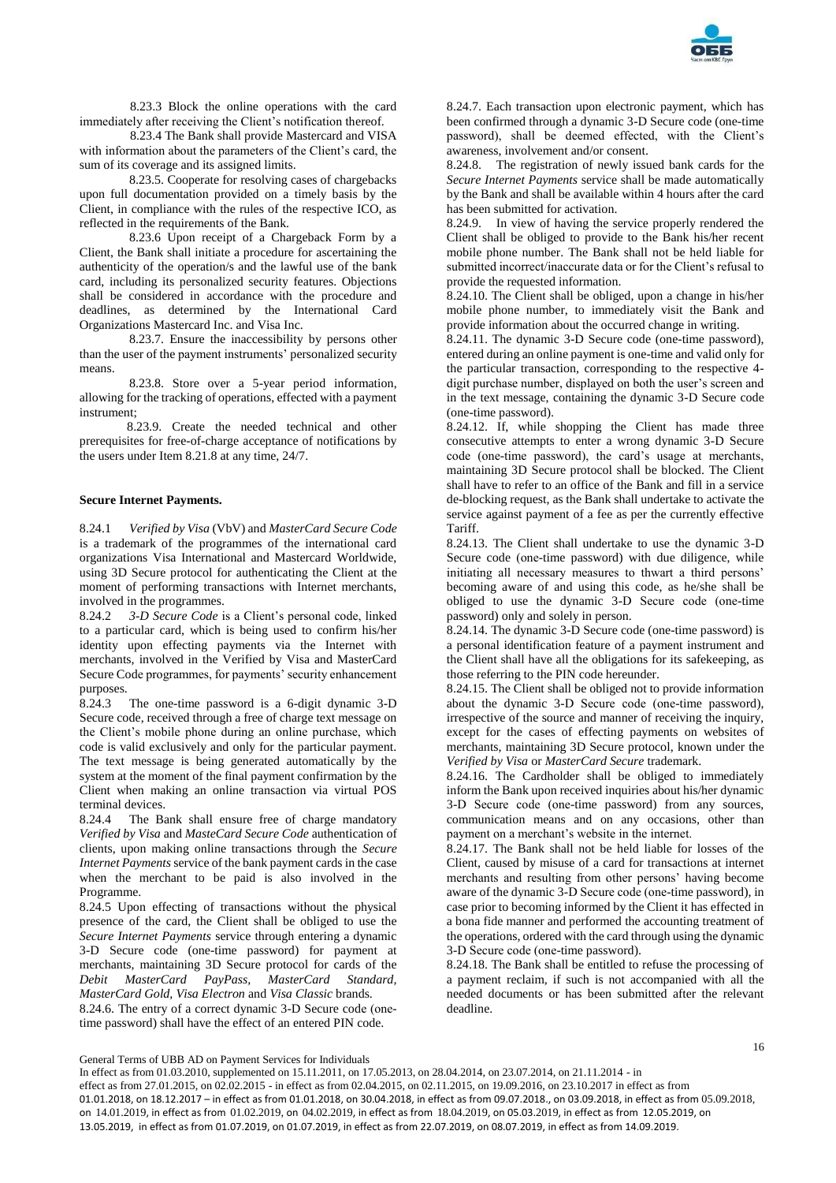8.23.3 Block the online operations with the card immediately after receiving the Client's notification thereof.

8.23.4 The Bank shall provide Mastercard and VISA with information about the parameters of the Client's card, the sum of its coverage and its assigned limits.

8.23.5. Cooperate for resolving cases of chargebacks upon full documentation provided on a timely basis by the Client, in compliance with the rules of the respective ICO, as reflected in the requirements of the Bank.

8.23.6 Upon receipt of a Chargeback Form by a Client, the Bank shall initiate a procedure for ascertaining the authenticity of the operation/s and the lawful use of the bank card, including its personalized security features. Objections shall be considered in accordance with the procedure and deadlines, as determined by the International Card Organizations Mastercard Inc. and Visa Inc.

8.23.7. Ensure the inaccessibility by persons other than the user of the payment instruments' personalized security means.

8.23.8. Store over a 5-year period information, allowing for the tracking of operations, effected with a payment instrument;

8.23.9. Create the needed technical and other prerequisites for free-of-charge acceptance of notifications by the users under Item 8.21.8 at any time, 24/7.

**Secure Internet Payments.**

8.24.1 *Verified by Visa* (VbV) and *MasterCard Secure Code* is a trademark of the programmes of the international card organizations Visa International and Mastercard Worldwide, using 3D Secure protocol for authenticating the Client at the moment of performing transactions with Internet merchants, involved in the programmes.

8.24.2 *3-D Secure Code* is a Client's personal code, linked to a particular card, which is being used to confirm his/her identity upon effecting payments via the Internet with merchants, involved in the Verified by Visa and MasterCard Secure Code programmes, for payments' security enhancement purposes.

8.24.3 The one-time password is a 6-digit dynamic 3-D Secure code, received through a free of charge text message on the Client's mobile phone during an online purchase, which code is valid exclusively and only for the particular payment. The text message is being generated automatically by the system at the moment of the final payment confirmation by the Client when making an online transaction via virtual POS terminal devices.

8.24.4 The Bank shall ensure free of charge mandatory *Verified by Visa* and *MasteCard Secure Code* authentication of clients, upon making online transactions through the *Secure Internet Payments* service of the bank payment cards in the case when the merchant to be paid is also involved in the Programme.

8.24.5 Upon effecting of transactions without the physical presence of the card, the Client shall be obliged to use the *Secure Internet Payments* service through entering a dynamic 3-D Secure code (one-time password) for payment at merchants, maintaining 3D Secure protocol for cards of the *Debit MasterCard PayPass*, *MasterCard Standard*, *MasterCard Gold*, *Visa Electron* and *Visa Classic* brands.

8.24.6. The entry of a correct dynamic 3-D Secure code (one-time password) shall have the effect of an entered PIN code.

8.24.7. Each transaction upon electronic payment, which has been confirmed through a dynamic 3-D Secure code (one-time password), shall be deemed effected, with the Client's awareness, involvement and/or consent.

8.24.8. The registration of newly issued bank cards for the *Secure Internet Payments* service shall be made automatically by the Bank and shall be available within 4 hours after the card has been submitted for activation.

8.24.9. In view of having the service properly rendered the Client shall be obliged to provide to the Bank his/her recent mobile phone number. The Bank shall not be held liable for submitted incorrect/inaccurate data or for the Client's refusal to provide the requested information.

8.24.10. The Client shall be obliged, upon a change in his/her mobile phone number, to immediately visit the Bank and provide information about the occurred change in writing.

8.24.11. The dynamic 3-D Secure code (one-time password), entered during an online payment is one-time and valid only for the particular transaction, corresponding to the respective 4-digit purchase number, displayed on both the user's screen and in the text message, containing the dynamic 3-D Secure code (one-time password).

8.24.12. If, while shopping the Client has made three consecutive attempts to enter a wrong dynamic 3-D Secure code (one-time password), the card's usage at merchants, maintaining 3D Secure protocol shall be blocked. The Client shall have to refer to an office of the Bank and fill in a service de-blocking request, as the Bank shall undertake to activate the service against payment of a fee as per the currently effective Tariff.

8.24.13. The Client shall undertake to use the dynamic 3-D Secure code (one-time password) with due diligence, while initiating all necessary measures to thwart a third persons' becoming aware of and using this code, as he/she shall be obliged to use the dynamic 3-D Secure code (one-time password) only and solely in person.

8.24.14. The dynamic 3-D Secure code (one-time password) is a personal identification feature of a payment instrument and the Client shall have all the obligations for its safekeeping, as those referring to the PIN code hereunder.

8.24.15. The Client shall be obliged not to provide information about the dynamic 3-D Secure code (one-time password), irrespective of the source and manner of receiving the inquiry, except for the cases of effecting payments on websites of merchants, maintaining 3D Secure protocol, known under the *Verified by Visa* or *MasterCard Secure* trademark.

8.24.16. The Cardholder shall be obliged to immediately inform the Bank upon received inquiries about his/her dynamic 3-D Secure code (one-time password) from any sources, communication means and on any occasions, other than payment on a merchant's website in the internet.

8.24.17. The Bank shall not be held liable for losses of the Client, caused by misuse of a card for transactions at internet merchants and resulting from other persons' having become aware of the dynamic 3-D Secure code (one-time password), in case prior to becoming informed by the Client it has effected in a bona fide manner and performed the accounting treatment of the operations, ordered with the card through using the dynamic 3-D Secure code (one-time password).

8.24.18. The Bank shall be entitled to refuse the processing of a payment reclaim, if such is not accompanied with all the needed documents or has been submitted after the relevant deadline.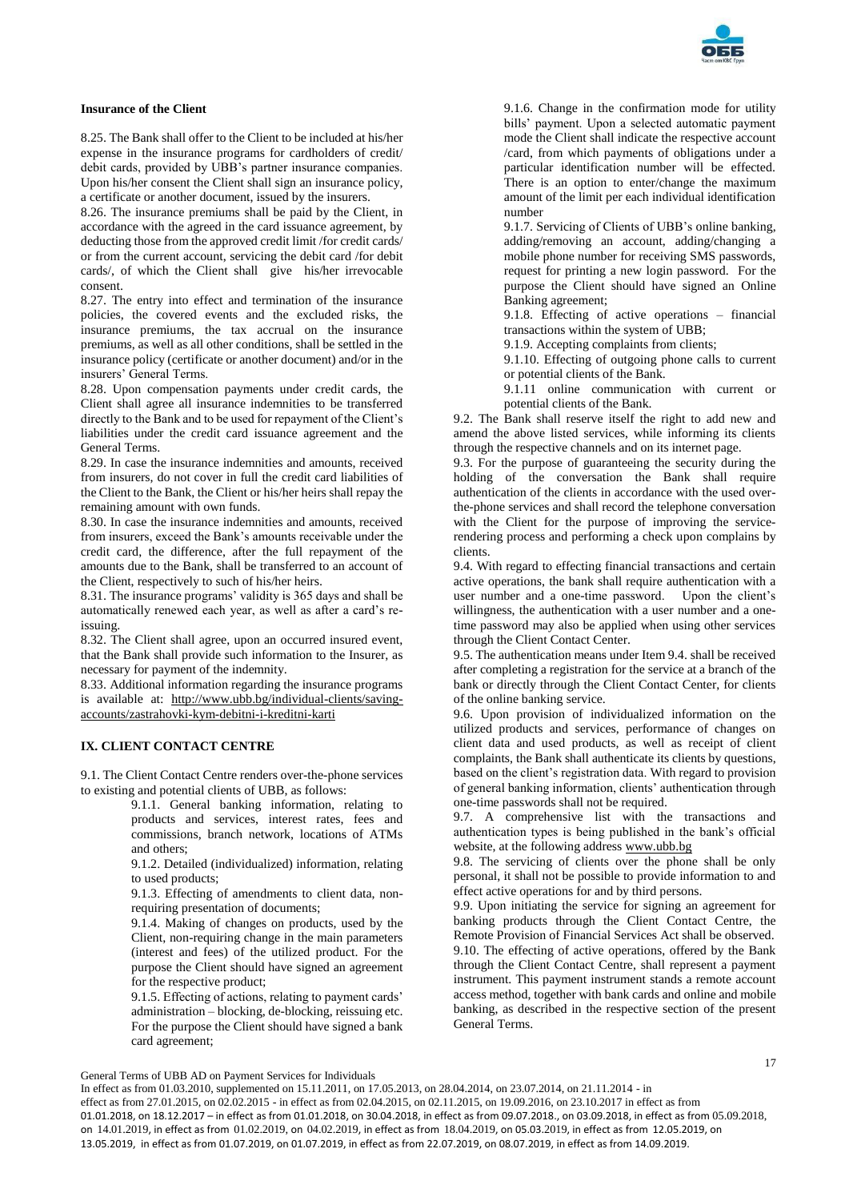**Insurance of the Client**

8.25. The Bank shall offer to the Client to be included at his/her expense in the insurance programs for cardholders of credit/ debit cards, provided by UBB's partner insurance companies. Upon his/her consent the Client shall sign an insurance policy, a certificate or another document, issued by the insurers.

8.26. The insurance premiums shall be paid by the Client, in accordance with the agreed in the card issuance agreement, by deducting those from the approved credit limit /for credit cards/ or from the current account, servicing the debit card /for debit cards/, of which the Client shall give his/her irrevocable consent.

8.27. The entry into effect and termination of the insurance policies, the covered events and the excluded risks, the insurance premiums, the tax accrual on the insurance premiums, as well as all other conditions, shall be settled in the insurance policy (certificate or another document) and/or in the insurers' General Terms.

8.28. Upon compensation payments under credit cards, the Client shall agree all insurance indemnities to be transferred directly to the Bank and to be used for repayment of the Client's liabilities under the credit card issuance agreement and the General Terms.

8.29. In case the insurance indemnities and amounts, received from insurers, do not cover in full the credit card liabilities of the Client to the Bank, the Client or his/her heirs shall repay the remaining amount with own funds.

8.30. In case the insurance indemnities and amounts, received from insurers, exceed the Bank's amounts receivable under the credit card, the difference, after the full repayment of the amounts due to the Bank, shall be transferred to an account of the Client, respectively to such of his/her heirs.

8.31. The insurance programs' validity is 365 days and shall be automatically renewed each year, as well as after a card's re-issuing.

8.32. The Client shall agree, upon an occurred insured event, that the Bank shall provide such information to the Insurer, as necessary for payment of the indemnity.

8.33. Additional information regarding the insurance programs is available at: http://www.ubb.bg/individual-clients/saving-accounts/zastrahovki-kym-debitni-i-kreditni-karti

## IX. CLIENT CONTACT CENTRE

9.1. The Client Contact Centre renders over-the-phone services to existing and potential clients of UBB, as follows:

> 9.1.1. General banking information, relating to products and services, interest rates, fees and commissions, branch network, locations of ATMs and others;
>
> 9.1.2. Detailed (individualized) information, relating to used products;
>
> 9.1.3. Effecting of amendments to client data, non-requiring presentation of documents;
>
> 9.1.4. Making of changes on products, used by the Client, non-requiring change in the main parameters (interest and fees) of the utilized product. For the purpose the Client should have signed an agreement for the respective product;
>
> 9.1.5. Effecting of actions, relating to payment cards' administration – blocking, de-blocking, reissuing etc. For the purpose the Client should have signed a bank card agreement;
>
> 9.1.6. Change in the confirmation mode for utility bills' payment. Upon a selected automatic payment mode the Client shall indicate the respective account /card, from which payments of obligations under a particular identification number will be effected. There is an option to enter/change the maximum amount of the limit per each individual identification number
>
> 9.1.7. Servicing of Clients of UBB's online banking, adding/removing an account, adding/changing a mobile phone number for receiving SMS passwords, request for printing a new login password. For the purpose the Client should have signed an Online Banking agreement;
>
> 9.1.8. Effecting of active operations – financial transactions within the system of UBB;
>
> 9.1.9. Accepting complaints from clients;
>
> 9.1.10. Effecting of outgoing phone calls to current or potential clients of the Bank.
>
> 9.1.11 online communication with current or potential clients of the Bank.

9.2. The Bank shall reserve itself the right to add new and amend the above listed services, while informing its clients through the respective channels and on its internet page.

9.3. For the purpose of guaranteeing the security during the holding of the conversation the Bank shall require authentication of the clients in accordance with the used over-the-phone services and shall record the telephone conversation with the Client for the purpose of improving the service-rendering process and performing a check upon complains by clients.

9.4. With regard to effecting financial transactions and certain active operations, the bank shall require authentication with a user number and a one-time password. Upon the client's willingness, the authentication with a user number and a one-time password may also be applied when using other services through the Client Contact Center.

9.5. The authentication means under Item 9.4. shall be received after completing a registration for the service at a branch of the bank or directly through the Client Contact Center, for clients of the online banking service.

9.6. Upon provision of individualized information on the utilized products and services, performance of changes on client data and used products, as well as receipt of client complaints, the Bank shall authenticate its clients by questions, based on the client's registration data. With regard to provision of general banking information, clients' authentication through one-time passwords shall not be required.

9.7. A comprehensive list with the transactions and authentication types is being published in the bank's official website, at the following address www.ubb.bg

9.8. The servicing of clients over the phone shall be only personal, it shall not be possible to provide information to and effect active operations for and by third persons.

9.9. Upon initiating the service for signing an agreement for banking products through the Client Contact Centre, the Remote Provision of Financial Services Act shall be observed.

9.10. The effecting of active operations, offered by the Bank through the Client Contact Centre, shall represent a payment instrument. This payment instrument stands a remote account access method, together with bank cards and online and mobile banking, as described in the respective section of the present General Terms.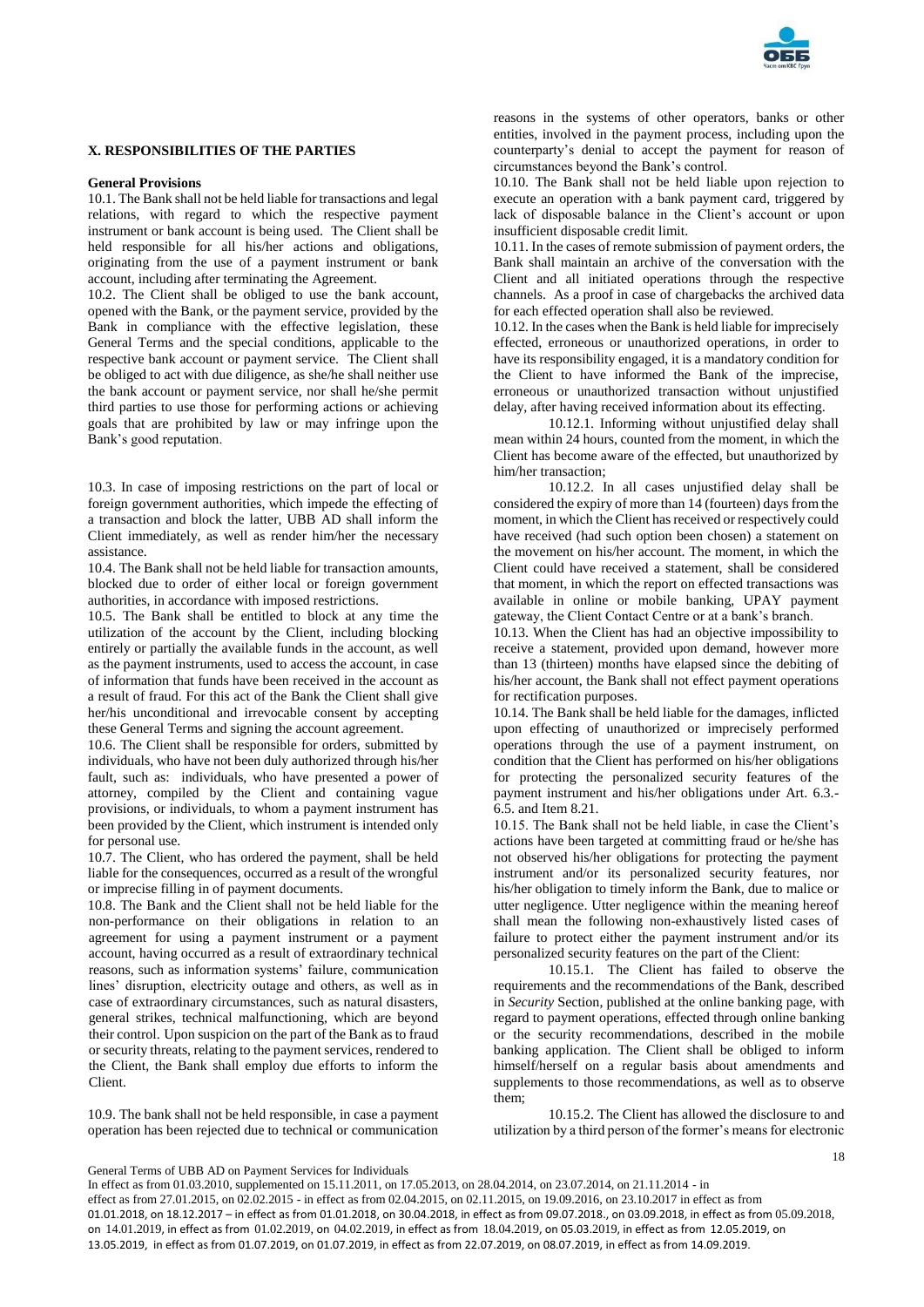## X. RESPONSIBILITIES OF THE PARTIES

**General Provisions**

10.1. The Bank shall not be held liable for transactions and legal relations, with regard to which the respective payment instrument or bank account is being used. The Client shall be held responsible for all his/her actions and obligations, originating from the use of a payment instrument or bank account, including after terminating the Agreement.

10.2. The Client shall be obliged to use the bank account, opened with the Bank, or the payment service, provided by the Bank in compliance with the effective legislation, these General Terms and the special conditions, applicable to the respective bank account or payment service. The Client shall be obliged to act with due diligence, as she/he shall neither use the bank account or payment service, nor shall he/she permit third parties to use those for performing actions or achieving goals that are prohibited by law or may infringe upon the Bank's good reputation.

10.3. In case of imposing restrictions on the part of local or foreign government authorities, which impede the effecting of a transaction and block the latter, UBB AD shall inform the Client immediately, as well as render him/her the necessary assistance.

10.4. The Bank shall not be held liable for transaction amounts, blocked due to order of either local or foreign government authorities, in accordance with imposed restrictions.

10.5. The Bank shall be entitled to block at any time the utilization of the account by the Client, including blocking entirely or partially the available funds in the account, as well as the payment instruments, used to access the account, in case of information that funds have been received in the account as a result of fraud. For this act of the Bank the Client shall give her/his unconditional and irrevocable consent by accepting these General Terms and signing the account agreement.

10.6. The Client shall be responsible for orders, submitted by individuals, who have not been duly authorized through his/her fault, such as: individuals, who have presented a power of attorney, compiled by the Client and containing vague provisions, or individuals, to whom a payment instrument has been provided by the Client, which instrument is intended only for personal use.

10.7. The Client, who has ordered the payment, shall be held liable for the consequences, occurred as a result of the wrongful or imprecise filling in of payment documents.

10.8. The Bank and the Client shall not be held liable for the non-performance on their obligations in relation to an agreement for using a payment instrument or a payment account, having occurred as a result of extraordinary technical reasons, such as information systems' failure, communication lines' disruption, electricity outage and others, as well as in case of extraordinary circumstances, such as natural disasters, general strikes, technical malfunctioning, which are beyond their control. Upon suspicion on the part of the Bank as to fraud or security threats, relating to the payment services, rendered to the Client, the Bank shall employ due efforts to inform the Client.

10.9. The bank shall not be held responsible, in case a payment operation has been rejected due to technical or communication reasons in the systems of other operators, banks or other entities, involved in the payment process, including upon the counterparty's denial to accept the payment for reason of circumstances beyond the Bank's control.

10.10. The Bank shall not be held liable upon rejection to execute an operation with a bank payment card, triggered by lack of disposable balance in the Client's account or upon insufficient disposable credit limit.

10.11. In the cases of remote submission of payment orders, the Bank shall maintain an archive of the conversation with the Client and all initiated operations through the respective channels. As a proof in case of chargebacks the archived data for each effected operation shall also be reviewed.

10.12. In the cases when the Bank is held liable for imprecisely effected, erroneous or unauthorized operations, in order to have its responsibility engaged, it is a mandatory condition for the Client to have informed the Bank of the imprecise, erroneous or unauthorized transaction without unjustified delay, after having received information about its effecting.

10.12.1. Informing without unjustified delay shall mean within 24 hours, counted from the moment, in which the Client has become aware of the effected, but unauthorized by him/her transaction;

10.12.2. In all cases unjustified delay shall be considered the expiry of more than 14 (fourteen) days from the moment, in which the Client has received or respectively could have received (had such option been chosen) a statement on the movement on his/her account. The moment, in which the Client could have received a statement, shall be considered that moment, in which the report on effected transactions was available in online or mobile banking, UPAY payment gateway, the Client Contact Centre or at a bank's branch.

10.13. When the Client has had an objective impossibility to receive a statement, provided upon demand, however more than 13 (thirteen) months have elapsed since the debiting of his/her account, the Bank shall not effect payment operations for rectification purposes.

10.14. The Bank shall be held liable for the damages, inflicted upon effecting of unauthorized or imprecisely performed operations through the use of a payment instrument, on condition that the Client has performed on his/her obligations for protecting the personalized security features of the payment instrument and his/her obligations under Art. 6.3.-6.5. and Item 8.21.

10.15. The Bank shall not be held liable, in case the Client's actions have been targeted at committing fraud or he/she has not observed his/her obligations for protecting the payment instrument and/or its personalized security features, nor his/her obligation to timely inform the Bank, due to malice or utter negligence. Utter negligence within the meaning hereof shall mean the following non-exhaustively listed cases of failure to protect either the payment instrument and/or its personalized security features on the part of the Client:

10.15.1. The Client has failed to observe the requirements and the recommendations of the Bank, described in *Security* Section, published at the online banking page, with regard to payment operations, effected through online banking or the security recommendations, described in the mobile banking application. The Client shall be obliged to inform himself/herself on a regular basis about amendments and supplements to those recommendations, as well as to observe them;

10.15.2. The Client has allowed the disclosure to and utilization by a third person of the former's means for electronic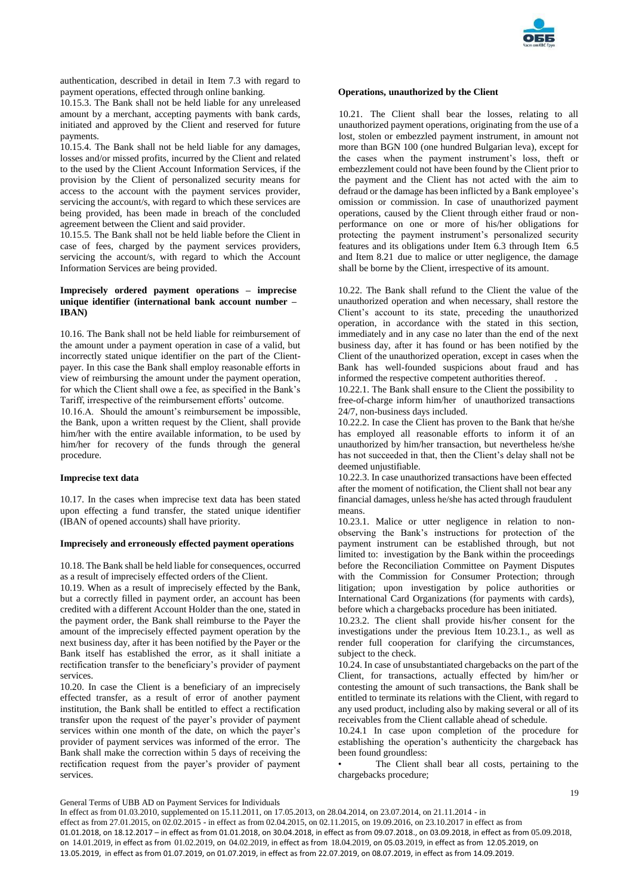authentication, described in detail in Item 7.3 with regard to payment operations, effected through online banking.

10.15.3. The Bank shall not be held liable for any unreleased amount by a merchant, accepting payments with bank cards, initiated and approved by the Client and reserved for future payments.

10.15.4. The Bank shall not be held liable for any damages, losses and/or missed profits, incurred by the Client and related to the used by the Client Account Information Services, if the provision by the Client of personalized security means for access to the account with the payment services provider, servicing the account/s, with regard to which these services are being provided, has been made in breach of the concluded agreement between the Client and said provider.

10.15.5. The Bank shall not be held liable before the Client in case of fees, charged by the payment services providers, servicing the account/s, with regard to which the Account Information Services are being provided.

**Imprecisely ordered payment operations – imprecise unique identifier (international bank account number – IBAN)**

10.16. The Bank shall not be held liable for reimbursement of the amount under a payment operation in case of a valid, but incorrectly stated unique identifier on the part of the Client-payer. In this case the Bank shall employ reasonable efforts in view of reimbursing the amount under the payment operation, for which the Client shall owe a fee, as specified in the Bank's Tariff, irrespective of the reimbursement efforts' outcome.

10.16.A. Should the amount's reimbursement be impossible, the Bank, upon a written request by the Client, shall provide him/her with the entire available information, to be used by him/her for recovery of the funds through the general procedure.

**Imprecise text data**

10.17. In the cases when imprecise text data has been stated upon effecting a fund transfer, the stated unique identifier (IBAN of opened accounts) shall have priority.

**Imprecisely and erroneously effected payment operations**

10.18. The Bank shall be held liable for consequences, occurred as a result of imprecisely effected orders of the Client.

10.19. When as a result of imprecisely effected by the Bank, but a correctly filled in payment order, an account has been credited with a different Account Holder than the one, stated in the payment order, the Bank shall reimburse to the Payer the amount of the imprecisely effected payment operation by the next business day, after it has been notified by the Payer or the Bank itself has established the error, as it shall initiate a rectification transfer to the beneficiary's provider of payment services.

10.20. In case the Client is a beneficiary of an imprecisely effected transfer, as a result of error of another payment institution, the Bank shall be entitled to effect a rectification transfer upon the request of the payer's provider of payment services within one month of the date, on which the payer's provider of payment services was informed of the error. The Bank shall make the correction within 5 days of receiving the rectification request from the payer's provider of payment services.

**Operations, unauthorized by the Client**

10.21. The Client shall bear the losses, relating to all unauthorized payment operations, originating from the use of a lost, stolen or embezzled payment instrument, in amount not more than BGN 100 (one hundred Bulgarian leva), except for the cases when the payment instrument's loss, theft or embezzlement could not have been found by the Client prior to the payment and the Client has not acted with the aim to defraud or the damage has been inflicted by a Bank employee's omission or commission. In case of unauthorized payment operations, caused by the Client through either fraud or non-performance on one or more of his/her obligations for protecting the payment instrument's personalized security features and its obligations under Item 6.3 through Item 6.5 and Item 8.21 due to malice or utter negligence, the damage shall be borne by the Client, irrespective of its amount.

10.22. The Bank shall refund to the Client the value of the unauthorized operation and when necessary, shall restore the Client's account to its state, preceding the unauthorized operation, in accordance with the stated in this section, immediately and in any case no later than the end of the next business day, after it has found or has been notified by the Client of the unauthorized operation, except in cases when the Bank has well-founded suspicions about fraud and has informed the respective competent authorities thereof. .

10.22.1. The Bank shall ensure to the Client the possibility to free-of-charge inform him/her of unauthorized transactions 24/7, non-business days included.

10.22.2. In case the Client has proven to the Bank that he/she has employed all reasonable efforts to inform it of an unauthorized by him/her transaction, but nevertheless he/she has not succeeded in that, then the Client's delay shall not be deemed unjustifiable.

10.22.3. In case unauthorized transactions have been effected after the moment of notification, the Client shall not bear any financial damages, unless he/she has acted through fraudulent means.

10.23.1. Malice or utter negligence in relation to non-observing the Bank's instructions for protection of the payment instrument can be established through, but not limited to: investigation by the Bank within the proceedings before the Reconciliation Committee on Payment Disputes with the Commission for Consumer Protection; through litigation; upon investigation by police authorities or International Card Organizations (for payments with cards), before which a chargebacks procedure has been initiated.

10.23.2. The client shall provide his/her consent for the investigations under the previous Item 10.23.1., as well as render full cooperation for clarifying the circumstances, subject to the check.

10.24. In case of unsubstantiated chargebacks on the part of the Client, for transactions, actually effected by him/her or contesting the amount of such transactions, the Bank shall be entitled to terminate its relations with the Client, with regard to any used product, including also by making several or all of its receivables from the Client callable ahead of schedule.

10.24.1 In case upon completion of the procedure for establishing the operation's authenticity the chargeback has been found groundless:

- The Client shall bear all costs, pertaining to the chargebacks procedure;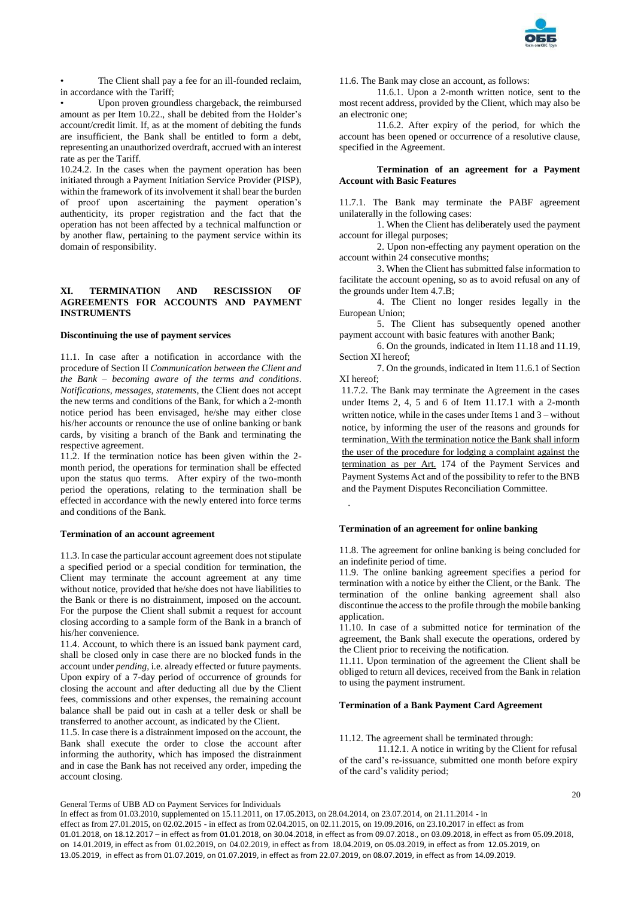- The Client shall pay a fee for an ill-founded reclaim, in accordance with the Tariff;
- Upon proven groundless chargeback, the reimbursed amount as per Item 10.22., shall be debited from the Holder's account/credit limit. If, as at the moment of debiting the funds are insufficient, the Bank shall be entitled to form a debt, representing an unauthorized overdraft, accrued with an interest rate as per the Tariff.

10.24.2. In the cases when the payment operation has been initiated through a Payment Initiation Service Provider (PISP), within the framework of its involvement it shall bear the burden of proof upon ascertaining the payment operation's authenticity, its proper registration and the fact that the operation has not been affected by a technical malfunction or by another flaw, pertaining to the payment service within its domain of responsibility.

## XI. TERMINATION AND RESCISSION OF AGREEMENTS FOR ACCOUNTS AND PAYMENT INSTRUMENTS

**Discontinuing the use of payment services**

11.1. In case after a notification in accordance with the procedure of Section II *Communication between the Client and the Bank – becoming aware of the terms and conditions. Notifications, messages, statements*, the Client does not accept the new terms and conditions of the Bank, for which a 2-month notice period has been envisaged, he/she may either close his/her accounts or renounce the use of online banking or bank cards, by visiting a branch of the Bank and terminating the respective agreement.

11.2. If the termination notice has been given within the 2-month period, the operations for termination shall be effected upon the status quo terms. After expiry of the two-month period the operations, relating to the termination shall be effected in accordance with the newly entered into force terms and conditions of the Bank.

**Termination of an account agreement**

11.3. In case the particular account agreement does not stipulate a specified period or a special condition for termination, the Client may terminate the account agreement at any time without notice, provided that he/she does not have liabilities to the Bank or there is no distrainment, imposed on the account. For the purpose the Client shall submit a request for account closing according to a sample form of the Bank in a branch of his/her convenience.

11.4. Account, to which there is an issued bank payment card, shall be closed only in case there are no blocked funds in the account under *pending*, i.e. already effected or future payments. Upon expiry of a 7-day period of occurrence of grounds for closing the account and after deducting all due by the Client fees, commissions and other expenses, the remaining account balance shall be paid out in cash at a teller desk or shall be transferred to another account, as indicated by the Client.

11.5. In case there is a distrainment imposed on the account, the Bank shall execute the order to close the account after informing the authority, which has imposed the distrainment and in case the Bank has not received any order, impeding the account closing.

11.6. The Bank may close an account, as follows:

11.6.1. Upon a 2-month written notice, sent to the most recent address, provided by the Client, which may also be an electronic one;

11.6.2. After expiry of the period, for which the account has been opened or occurrence of a resolutive clause, specified in the Agreement.

**Termination of an agreement for a Payment Account with Basic Features**

11.7.1. The Bank may terminate the PABF agreement unilaterally in the following cases:

1. When the Client has deliberately used the payment account for illegal purposes;
2. Upon non-effecting any payment operation on the account within 24 consecutive months;
3. When the Client has submitted false information to facilitate the account opening, so as to avoid refusal on any of the grounds under Item 4.7.B;
4. The Client no longer resides legally in the European Union;
5. The Client has subsequently opened another payment account with basic features with another Bank;
6. On the grounds, indicated in Item 11.18 and 11.19, Section XI hereof;
7. On the grounds, indicated in Item 11.6.1 of Section XI hereof;

11.7.2. The Bank may terminate the Agreement in the cases under Items 2, 4, 5 and 6 of Item 11.7.1 with a 2-month written notice, while in the cases under Items 1 and 3 – without notice, by informing the user of the reasons and grounds for termination. With the termination notice the Bank shall inform the user of the procedure for lodging a complaint against the termination as per Art. 174 of the Payment Services and Payment Systems Act and of the possibility to refer to the BNB and the Payment Disputes Reconciliation Committee.

**Termination of an agreement for online banking**

11.8. The agreement for online banking is being concluded for an indefinite period of time.

11.9. The online banking agreement specifies a period for termination with a notice by either the Client, or the Bank. The termination of the online banking agreement shall also discontinue the access to the profile through the mobile banking application.

11.10. In case of a submitted notice for termination of the agreement, the Bank shall execute the operations, ordered by the Client prior to receiving the notification.

11.11. Upon termination of the agreement the Client shall be obliged to return all devices, received from the Bank in relation to using the payment instrument.

**Termination of a Bank Payment Card Agreement**

11.12. The agreement shall be terminated through:

11.12.1. A notice in writing by the Client for refusal of the card's re-issuance, submitted one month before expiry of the card's validity period;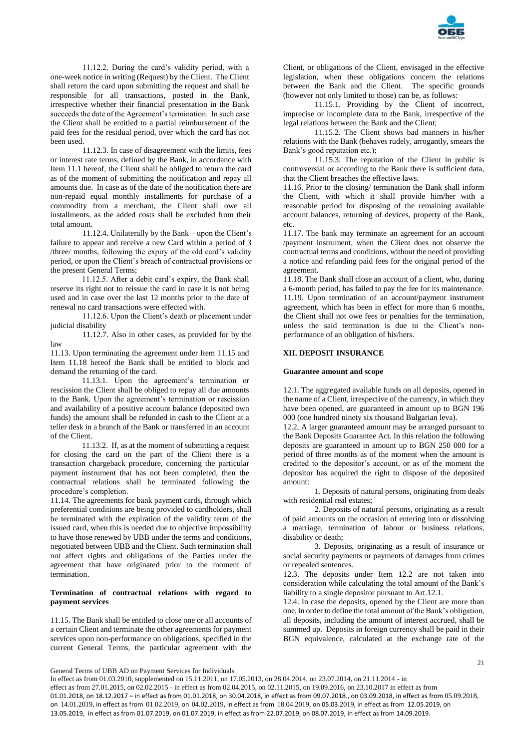11.12.2. During the card's validity period, with a one-week notice in writing (Request) by the Client. The Client shall return the card upon submitting the request and shall be responsible for all transactions, posted in the Bank, irrespective whether their financial presentation in the Bank succeeds the date of the Agreement's termination. In such case the Client shall be entitled to a partial reimbursement of the paid fees for the residual period, over which the card has not been used.

11.12.3. In case of disagreement with the limits, fees or interest rate terms, defined by the Bank, in accordance with Item 11.1 hereof, the Client shall be obliged to return the card as of the moment of submitting the notification and repay all amounts due. In case as of the date of the notification there are non-repaid equal monthly installments for purchase of a commodity from a merchant, the Client shall owe all installments, as the added costs shall be excluded from their total amount.

11.12.4. Unilaterally by the Bank – upon the Client's failure to appear and receive a new Card within a period of 3 /three/ months, following the expiry of the old card's validity period, or upon the Client's breach of contractual provisions or the present General Terms;

11.12.5. After a debit card's expiry, the Bank shall reserve its right not to reissue the card in case it is not being used and in case over the last 12 months prior to the date of renewal no card transactions were effected with.

11.12.6. Upon the Client's death or placement under judicial disability

11.12.7. Also in other cases, as provided for by the law

11.13. Upon terminating the agreement under Item 11.15 and Item 11.18 hereof the Bank shall be entitled to block and demand the returning of the card.

11.13.1. Upon the agreement's termination or rescission the Client shall be obliged to repay all due amounts to the Bank. Upon the agreement's termination or rescission and availability of a positive account balance (deposited own funds) the amount shall be refunded in cash to the Client at a teller desk in a branch of the Bank or transferred in an account of the Client.

11.13.2. If, as at the moment of submitting a request for closing the card on the part of the Client there is a transaction chargeback procedure, concerning the particular payment instrument that has not been completed, then the contractual relations shall be terminated following the procedure's completion.

11.14. The agreements for bank payment cards, through which preferential conditions are being provided to cardholders, shall be terminated with the expiration of the validity term of the issued card, when this is needed due to objective impossibility to have those renewed by UBB under the terms and conditions, negotiated between UBB and the Client. Such termination shall not affect rights and obligations of the Parties under the agreement that have originated prior to the moment of termination.

**Termination of contractual relations with regard to payment services**

11.15. The Bank shall be entitled to close one or all accounts of a certain Client and terminate the other agreements for payment services upon non-performance on obligations, specified in the current General Terms, the particular agreement with the Client, or obligations of the Client, envisaged in the effective legislation, when these obligations concern the relations between the Bank and the Client. The specific grounds (however not only limited to those) can be, as follows:

11.15.1. Providing by the Client of incorrect, imprecise or incomplete data to the Bank, irrespective of the legal relations between the Bank and the Client;

11.15.2. The Client shows bad manners in his/her relations with the Bank (behaves rudely, arrogantly, smears the Bank's good reputation etc.);

11.15.3. The reputation of the Client in public is controversial or according to the Bank there is sufficient data, that the Client breaches the effective laws.

11.16. Prior to the closing/ termination the Bank shall inform the Client, with which it shall provide him/her with a reasonable period for disposing of the remaining available account balances, returning of devices, property of the Bank, etc.

11.17. The bank may terminate an agreement for an account /payment instrument, when the Client does not observe the contractual terms and conditions, without the need of providing a notice and refunding paid fees for the original period of the agreement.

11.18. The Bank shall close an account of a client, who, during a 6-month period, has failed to pay the fee for its maintenance.

11.19. Upon termination of an account/payment instrument agreement, which has been in effect for more than 6 months, the Client shall not owe fees or penalties for the termination, unless the said termination is due to the Client's non-performance of an obligation of his/hers.

## XII. DEPOSIT INSURANCE

**Guarantee amount and scope**

12.1. The aggregated available funds on all deposits, opened in the name of a Client, irrespective of the currency, in which they have been opened, are guaranteed in amount up to BGN 196 000 (one hundred ninety six thousand Bulgarian leva).

12.2. A larger guaranteed amount may be arranged pursuant to the Bank Deposits Guarantee Act. In this relation the following deposits are guaranteed in amount up to BGN 250 000 for a period of three months as of the moment when the amount is credited to the depositor's account, or as of the moment the depositor has acquired the right to dispose of the deposited amount:

1. Deposits of natural persons, originating from deals with residential real estates;
2. Deposits of natural persons, originating as a result of paid amounts on the occasion of entering into or dissolving a marriage, termination of labour or business relations, disability or death;
3. Deposits, originating as a result of insurance or social security payments or payments of damages from crimes or repealed sentences.

12.3. The deposits under Item 12.2 are not taken into consideration while calculating the total amount of the Bank's liability to a single depositor pursuant to Art.12.1.

12.4. In case the deposits, opened by the Client are more than one, in order to define the total amount of the Bank's obligation, all deposits, including the amount of interest accrued, shall be summed up. Deposits in foreign currency shall be paid in their BGN equivalence, calculated at the exchange rate of the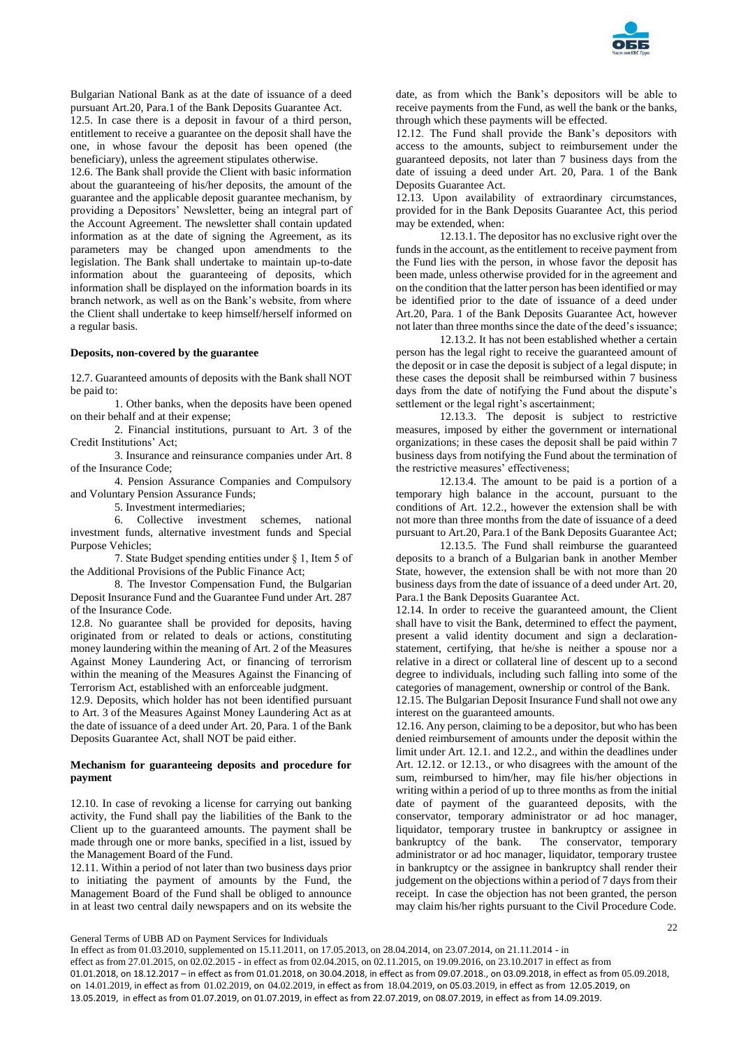Bulgarian National Bank as at the date of issuance of a deed pursuant Art.20, Para.1 of the Bank Deposits Guarantee Act.

12.5. In case there is a deposit in favour of a third person, entitlement to receive a guarantee on the deposit shall have the one, in whose favour the deposit has been opened (the beneficiary), unless the agreement stipulates otherwise.

12.6. The Bank shall provide the Client with basic information about the guaranteeing of his/her deposits, the amount of the guarantee and the applicable deposit guarantee mechanism, by providing a Depositors' Newsletter, being an integral part of the Account Agreement. The newsletter shall contain updated information as at the date of signing the Agreement, as its parameters may be changed upon amendments to the legislation. The Bank shall undertake to maintain up-to-date information about the guaranteeing of deposits, which information shall be displayed on the information boards in its branch network, as well as on the Bank's website, from where the Client shall undertake to keep himself/herself informed on a regular basis.

**Deposits, non-covered by the guarantee**

12.7. Guaranteed amounts of deposits with the Bank shall NOT be paid to:

1. Other banks, when the deposits have been opened on their behalf and at their expense;
2. Financial institutions, pursuant to Art. 3 of the Credit Institutions' Act;
3. Insurance and reinsurance companies under Art. 8 of the Insurance Code;
4. Pension Assurance Companies and Compulsory and Voluntary Pension Assurance Funds;
5. Investment intermediaries;
6. Collective investment schemes, national investment funds, alternative investment funds and Special Purpose Vehicles;
7. State Budget spending entities under § 1, Item 5 of the Additional Provisions of the Public Finance Act;
8. The Investor Compensation Fund, the Bulgarian Deposit Insurance Fund and the Guarantee Fund under Art. 287 of the Insurance Code.

12.8. No guarantee shall be provided for deposits, having originated from or related to deals or actions, constituting money laundering within the meaning of Art. 2 of the Measures Against Money Laundering Act, or financing of terrorism within the meaning of the Measures Against the Financing of Terrorism Act, established with an enforceable judgment.

12.9. Deposits, which holder has not been identified pursuant to Art. 3 of the Measures Against Money Laundering Act as at the date of issuance of a deed under Art. 20, Para. 1 of the Bank Deposits Guarantee Act, shall NOT be paid either.

**Mechanism for guaranteeing deposits and procedure for payment**

12.10. In case of revoking a license for carrying out banking activity, the Fund shall pay the liabilities of the Bank to the Client up to the guaranteed amounts. The payment shall be made through one or more banks, specified in a list, issued by the Management Board of the Fund.

12.11. Within a period of not later than two business days prior to initiating the payment of amounts by the Fund, the Management Board of the Fund shall be obliged to announce in at least two central daily newspapers and on its website the date, as from which the Bank's depositors will be able to receive payments from the Fund, as well the bank or the banks, through which these payments will be effected.

12.12. The Fund shall provide the Bank's depositors with access to the amounts, subject to reimbursement under the guaranteed deposits, not later than 7 business days from the date of issuing a deed under Art. 20, Para. 1 of the Bank Deposits Guarantee Act.

12.13. Upon availability of extraordinary circumstances, provided for in the Bank Deposits Guarantee Act, this period may be extended, when:

12.13.1. The depositor has no exclusive right over the funds in the account, as the entitlement to receive payment from the Fund lies with the person, in whose favor the deposit has been made, unless otherwise provided for in the agreement and on the condition that the latter person has been identified or may be identified prior to the date of issuance of a deed under Art.20, Para. 1 of the Bank Deposits Guarantee Act, however not later than three months since the date of the deed's issuance;

12.13.2. It has not been established whether a certain person has the legal right to receive the guaranteed amount of the deposit or in case the deposit is subject of a legal dispute; in these cases the deposit shall be reimbursed within 7 business days from the date of notifying the Fund about the dispute's settlement or the legal right's ascertainment;

12.13.3. The deposit is subject to restrictive measures, imposed by either the government or international organizations; in these cases the deposit shall be paid within 7 business days from notifying the Fund about the termination of the restrictive measures' effectiveness;

12.13.4. The amount to be paid is a portion of a temporary high balance in the account, pursuant to the conditions of Art. 12.2., however the extension shall be with not more than three months from the date of issuance of a deed pursuant to Art.20, Para.1 of the Bank Deposits Guarantee Act;

12.13.5. The Fund shall reimburse the guaranteed deposits to a branch of a Bulgarian bank in another Member State, however, the extension shall be with not more than 20 business days from the date of issuance of a deed under Art. 20, Para.1 the Bank Deposits Guarantee Act.

12.14. In order to receive the guaranteed amount, the Client shall have to visit the Bank, determined to effect the payment, present a valid identity document and sign a declaration-statement, certifying, that he/she is neither a spouse nor a relative in a direct or collateral line of descent up to a second degree to individuals, including such falling into some of the categories of management, ownership or control of the Bank.

12.15. The Bulgarian Deposit Insurance Fund shall not owe any interest on the guaranteed amounts.

12.16. Any person, claiming to be a depositor, but who has been denied reimbursement of amounts under the deposit within the limit under Art. 12.1. and 12.2., and within the deadlines under Art. 12.12. or 12.13., or who disagrees with the amount of the sum, reimbursed to him/her, may file his/her objections in writing within a period of up to three months as from the initial date of payment of the guaranteed deposits, with the conservator, temporary administrator or ad hoc manager, liquidator, temporary trustee in bankruptcy or assignee in bankruptcy of the bank. The conservator, temporary administrator or ad hoc manager, liquidator, temporary trustee in bankruptcy or the assignee in bankruptcy shall render their judgement on the objections within a period of 7 days from their receipt. In case the objection has not been granted, the person may claim his/her rights pursuant to the Civil Procedure Code.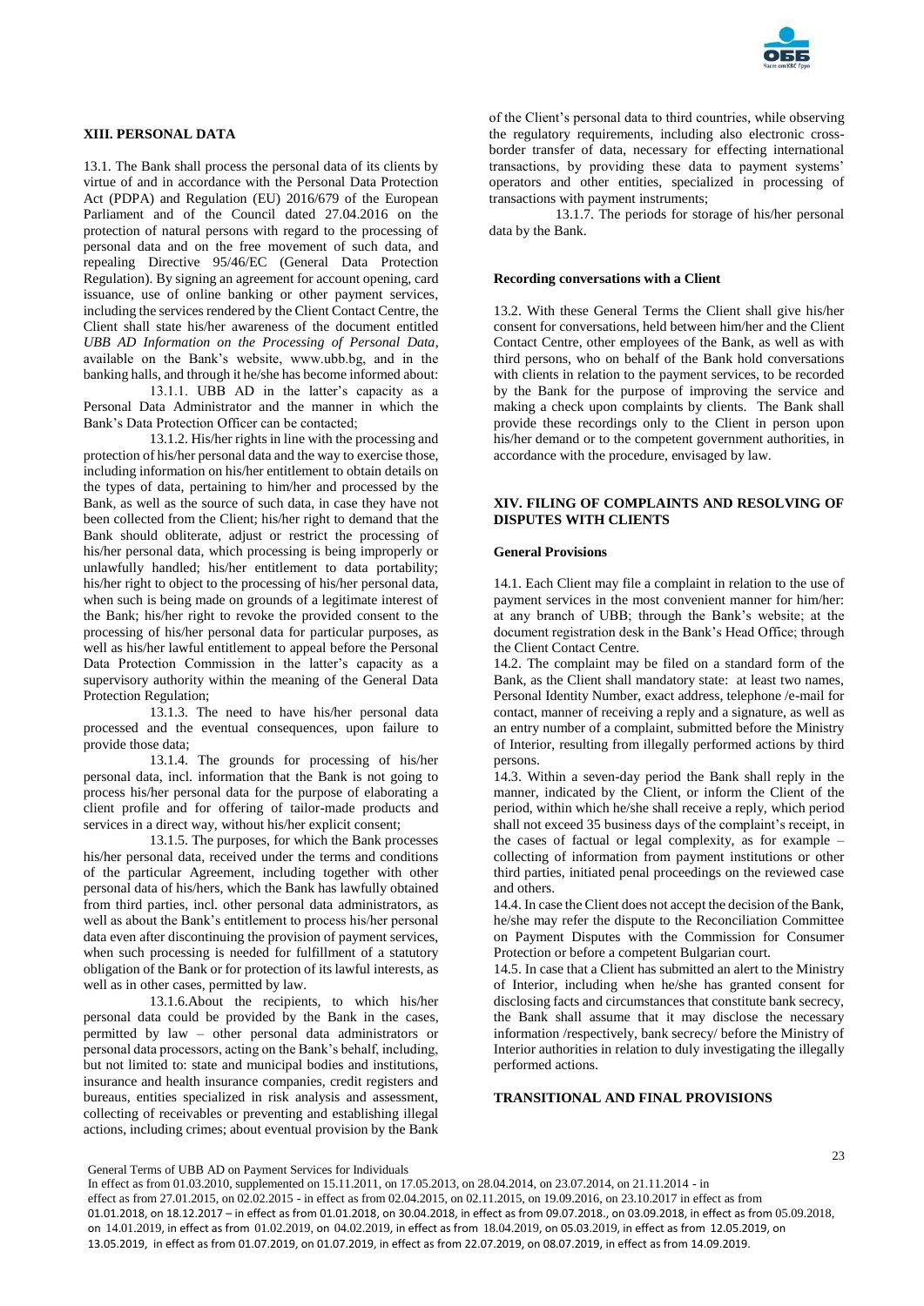## XIII. PERSONAL DATA

13.1. The Bank shall process the personal data of its clients by virtue of and in accordance with the Personal Data Protection Act (PDPA) and Regulation (EU) 2016/679 of the European Parliament and of the Council dated 27.04.2016 on the protection of natural persons with regard to the processing of personal data and on the free movement of such data, and repealing Directive 95/46/EC (General Data Protection Regulation). By signing an agreement for account opening, card issuance, use of online banking or other payment services, including the services rendered by the Client Contact Centre, the Client shall state his/her awareness of the document entitled *UBB AD Information on the Processing of Personal Data*, available on the Bank's website, www.ubb.bg, and in the banking halls, and through it he/she has become informed about:

13.1.1. UBB AD in the latter's capacity as a Personal Data Administrator and the manner in which the Bank's Data Protection Officer can be contacted;

13.1.2. His/her rights in line with the processing and protection of his/her personal data and the way to exercise those, including information on his/her entitlement to obtain details on the types of data, pertaining to him/her and processed by the Bank, as well as the source of such data, in case they have not been collected from the Client; his/her right to demand that the Bank should obliterate, adjust or restrict the processing of his/her personal data, which processing is being improperly or unlawfully handled; his/her entitlement to data portability; his/her right to object to the processing of his/her personal data, when such is being made on grounds of a legitimate interest of the Bank; his/her right to revoke the provided consent to the processing of his/her personal data for particular purposes, as well as his/her lawful entitlement to appeal before the Personal Data Protection Commission in the latter's capacity as a supervisory authority within the meaning of the General Data Protection Regulation;

13.1.3. The need to have his/her personal data processed and the eventual consequences, upon failure to provide those data;

13.1.4. The grounds for processing of his/her personal data, incl. information that the Bank is not going to process his/her personal data for the purpose of elaborating a client profile and for offering of tailor-made products and services in a direct way, without his/her explicit consent;

13.1.5. The purposes, for which the Bank processes his/her personal data, received under the terms and conditions of the particular Agreement, including together with other personal data of his/hers, which the Bank has lawfully obtained from third parties, incl. other personal data administrators, as well as about the Bank's entitlement to process his/her personal data even after discontinuing the provision of payment services, when such processing is needed for fulfillment of a statutory obligation of the Bank or for protection of its lawful interests, as well as in other cases, permitted by law.

13.1.6.About the recipients, to which his/her personal data could be provided by the Bank in the cases, permitted by law – other personal data administrators or personal data processors, acting on the Bank's behalf, including, but not limited to: state and municipal bodies and institutions, insurance and health insurance companies, credit registers and bureaus, entities specialized in risk analysis and assessment, collecting of receivables or preventing and establishing illegal actions, including crimes; about eventual provision by the Bank of the Client's personal data to third countries, while observing the regulatory requirements, including also electronic cross-border transfer of data, necessary for effecting international transactions, by providing these data to payment systems' operators and other entities, specialized in processing of transactions with payment instruments;

13.1.7. The periods for storage of his/her personal data by the Bank.

### Recording conversations with a Client

13.2. With these General Terms the Client shall give his/her consent for conversations, held between him/her and the Client Contact Centre, other employees of the Bank, as well as with third persons, who on behalf of the Bank hold conversations with clients in relation to the payment services, to be recorded by the Bank for the purpose of improving the service and making a check upon complaints by clients. The Bank shall provide these recordings only to the Client in person upon his/her demand or to the competent government authorities, in accordance with the procedure, envisaged by law.

## XIV. FILING OF COMPLAINTS AND RESOLVING OF DISPUTES WITH CLIENTS

### General Provisions

14.1. Each Client may file a complaint in relation to the use of payment services in the most convenient manner for him/her: at any branch of UBB; through the Bank's website; at the document registration desk in the Bank's Head Office; through the Client Contact Centre.

14.2. The complaint may be filed on a standard form of the Bank, as the Client shall mandatory state: at least two names, Personal Identity Number, exact address, telephone /e-mail for contact, manner of receiving a reply and a signature, as well as an entry number of a complaint, submitted before the Ministry of Interior, resulting from illegally performed actions by third persons.

14.3. Within a seven-day period the Bank shall reply in the manner, indicated by the Client, or inform the Client of the period, within which he/she shall receive a reply, which period shall not exceed 35 business days of the complaint's receipt, in the cases of factual or legal complexity, as for example – collecting of information from payment institutions or other third parties, initiated penal proceedings on the reviewed case and others.

14.4. In case the Client does not accept the decision of the Bank, he/she may refer the dispute to the Reconciliation Committee on Payment Disputes with the Commission for Consumer Protection or before a competent Bulgarian court.

14.5. In case that a Client has submitted an alert to the Ministry of Interior, including when he/she has granted consent for disclosing facts and circumstances that constitute bank secrecy, the Bank shall assume that it may disclose the necessary information /respectively, bank secrecy/ before the Ministry of Interior authorities in relation to duly investigating the illegally performed actions.

## TRANSITIONAL AND FINAL PROVISIONS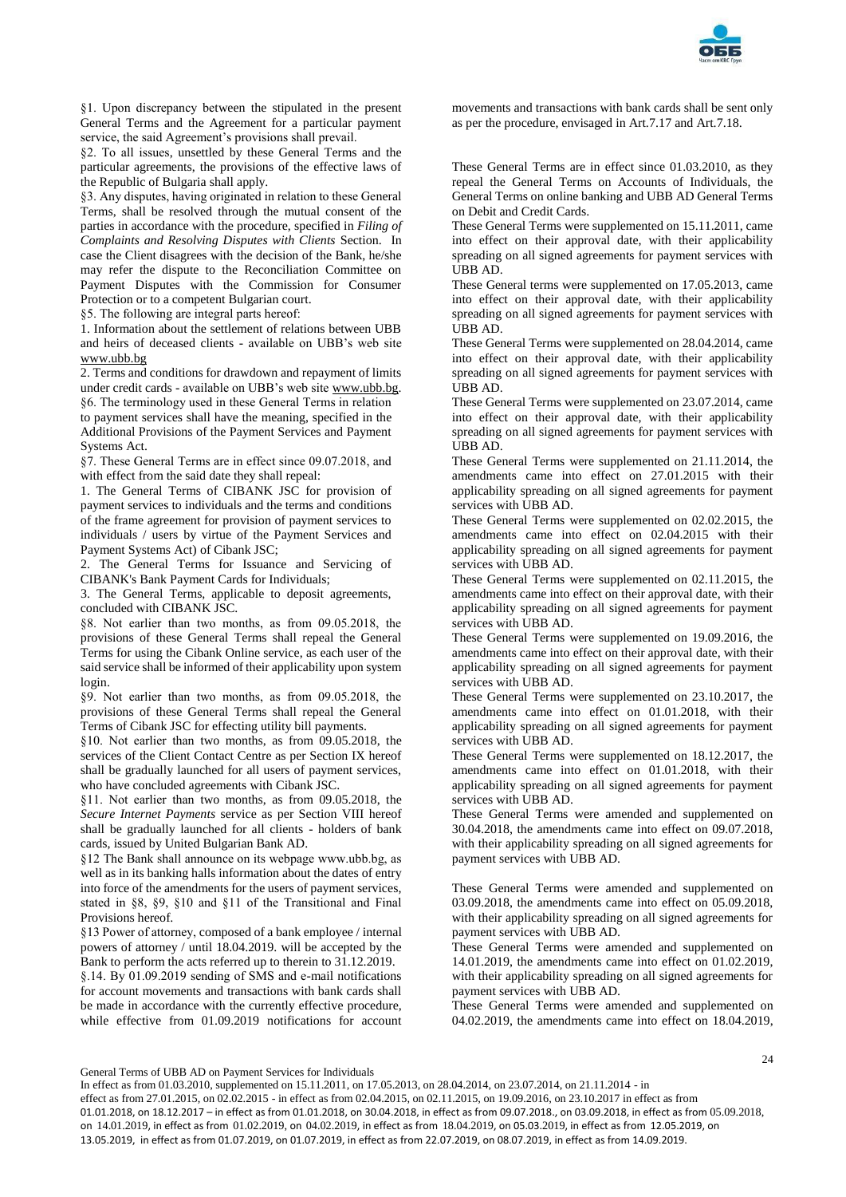§1. Upon discrepancy between the stipulated in the present General Terms and the Agreement for a particular payment service, the said Agreement's provisions shall prevail.

§2. To all issues, unsettled by these General Terms and the particular agreements, the provisions of the effective laws of the Republic of Bulgaria shall apply.

§3. Any disputes, having originated in relation to these General Terms, shall be resolved through the mutual consent of the parties in accordance with the procedure, specified in *Filing of Complaints and Resolving Disputes with Clients* Section. In case the Client disagrees with the decision of the Bank, he/she may refer the dispute to the Reconciliation Committee on Payment Disputes with the Commission for Consumer Protection or to a competent Bulgarian court.

§5. The following are integral parts hereof:

1. Information about the settlement of relations between UBB and heirs of deceased clients - available on UBB's web site www.ubb.bg
2. Terms and conditions for drawdown and repayment of limits under credit cards - available on UBB's web site www.ubb.bg.

§6. The terminology used in these General Terms in relation to payment services shall have the meaning, specified in the Additional Provisions of the Payment Services and Payment Systems Act.

§7. These General Terms are in effect since 09.07.2018, and with effect from the said date they shall repeal:

1. The General Terms of CIBANK JSC for provision of payment services to individuals and the terms and conditions of the frame agreement for provision of payment services to individuals / users by virtue of the Payment Services and Payment Systems Act) of Cibank JSC;
2. The General Terms for Issuance and Servicing of CIBANK's Bank Payment Cards for Individuals;
3. The General Terms, applicable to deposit agreements, concluded with CIBANK JSC.

§8. Not earlier than two months, as from 09.05.2018, the provisions of these General Terms shall repeal the General Terms for using the Cibank Online service, as each user of the said service shall be informed of their applicability upon system login.

§9. Not earlier than two months, as from 09.05.2018, the provisions of these General Terms shall repeal the General Terms of Cibank JSC for effecting utility bill payments.

§10. Not earlier than two months, as from 09.05.2018, the services of the Client Contact Centre as per Section IX hereof shall be gradually launched for all users of payment services, who have concluded agreements with Cibank JSC.

§11. Not earlier than two months, as from 09.05.2018, the *Secure Internet Payments* service as per Section VIII hereof shall be gradually launched for all clients - holders of bank cards, issued by United Bulgarian Bank AD.

§12 The Bank shall announce on its webpage www.ubb.bg, as well as in its banking halls information about the dates of entry into force of the amendments for the users of payment services, stated in §8, §9, §10 and §11 of the Transitional and Final Provisions hereof.

§13 Power of attorney, composed of a bank employee / internal powers of attorney / until 18.04.2019. will be accepted by the Bank to perform the acts referred up to therein to 31.12.2019.

§.14. By 01.09.2019 sending of SMS and e-mail notifications for account movements and transactions with bank cards shall be made in accordance with the currently effective procedure, while effective from 01.09.2019 notifications for account movements and transactions with bank cards shall be sent only as per the procedure, envisaged in Art.7.17 and Art.7.18.

These General Terms are in effect since 01.03.2010, as they repeal the General Terms on Accounts of Individuals, the General Terms on online banking and UBB AD General Terms on Debit and Credit Cards.

These General Terms were supplemented on 15.11.2011, came into effect on their approval date, with their applicability spreading on all signed agreements for payment services with UBB AD.

These General terms were supplemented on 17.05.2013, came into effect on their approval date, with their applicability spreading on all signed agreements for payment services with UBB AD.

These General Terms were supplemented on 28.04.2014, came into effect on their approval date, with their applicability spreading on all signed agreements for payment services with UBB AD.

These General Terms were supplemented on 23.07.2014, came into effect on their approval date, with their applicability spreading on all signed agreements for payment services with UBB AD.

These General Terms were supplemented on 21.11.2014, the amendments came into effect on 27.01.2015 with their applicability spreading on all signed agreements for payment services with UBB AD.

These General Terms were supplemented on 02.02.2015, the amendments came into effect on 02.04.2015 with their applicability spreading on all signed agreements for payment services with UBB AD.

These General Terms were supplemented on 02.11.2015, the amendments came into effect on their approval date, with their applicability spreading on all signed agreements for payment services with UBB AD.

These General Terms were supplemented on 19.09.2016, the amendments came into effect on their approval date, with their applicability spreading on all signed agreements for payment services with UBB AD.

These General Terms were supplemented on 23.10.2017, the amendments came into effect on 01.01.2018, with their applicability spreading on all signed agreements for payment services with UBB AD.

These General Terms were supplemented on 18.12.2017, the amendments came into effect on 01.01.2018, with their applicability spreading on all signed agreements for payment services with UBB AD.

These General Terms were amended and supplemented on 30.04.2018, the amendments came into effect on 09.07.2018, with their applicability spreading on all signed agreements for payment services with UBB AD.

These General Terms were amended and supplemented on 03.09.2018, the amendments came into effect on 05.09.2018, with their applicability spreading on all signed agreements for payment services with UBB AD.

These General Terms were amended and supplemented on 14.01.2019, the amendments came into effect on 01.02.2019, with their applicability spreading on all signed agreements for payment services with UBB AD.

These General Terms were amended and supplemented on 04.02.2019, the amendments came into effect on 18.04.2019,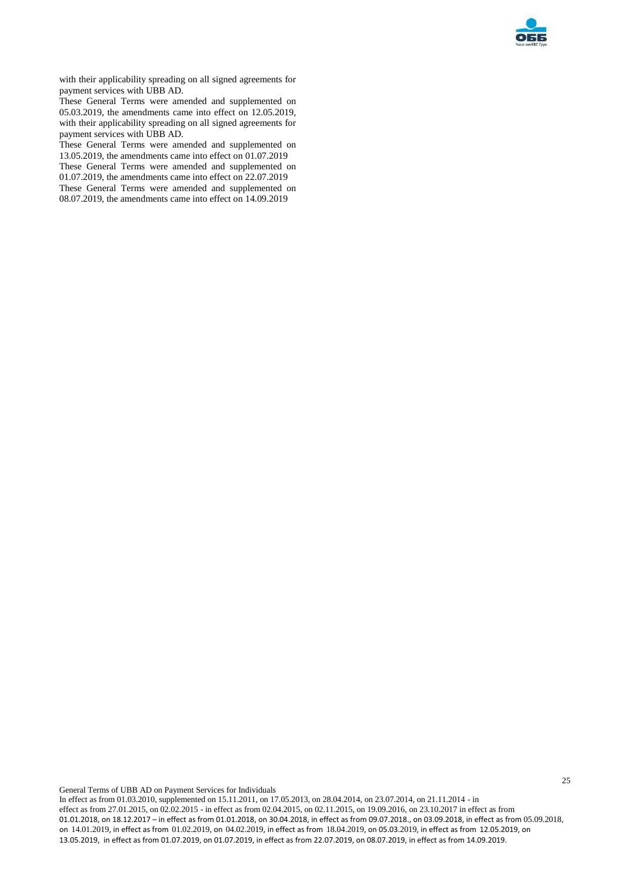with their applicability spreading on all signed agreements for payment services with UBB AD.

These General Terms were amended and supplemented on 05.03.2019, the amendments came into effect on 12.05.2019, with their applicability spreading on all signed agreements for payment services with UBB AD.

These General Terms were amended and supplemented on 13.05.2019, the amendments came into effect on 01.07.2019

These General Terms were amended and supplemented on 01.07.2019, the amendments came into effect on 22.07.2019

These General Terms were amended and supplemented on 08.07.2019, the amendments came into effect on 14.09.2019